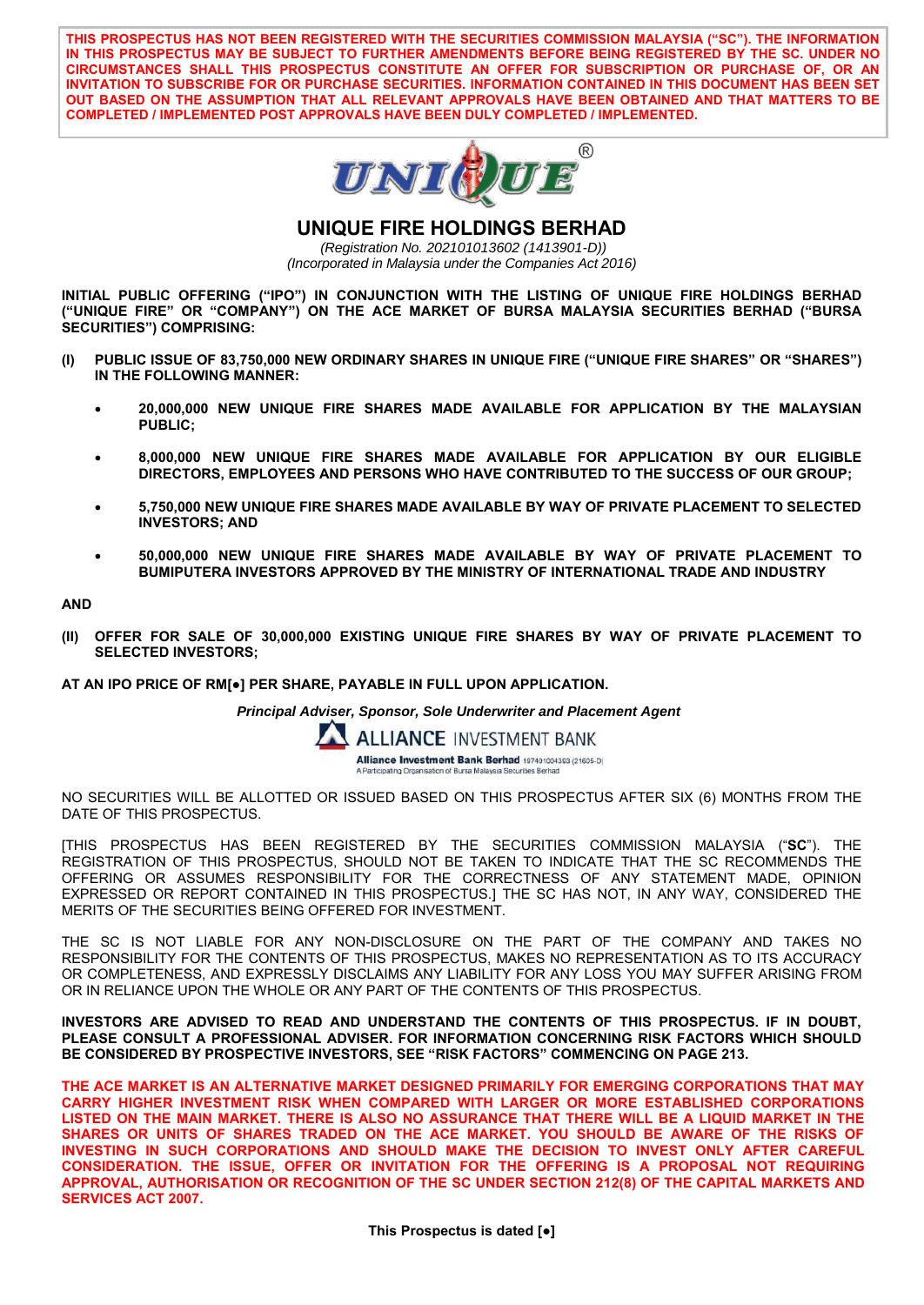**THIS PROSPECTUS HAS NOT BEEN REGISTERED WITH THE SECURITIES COMMISSION MALAYSIA ("SC"). THE INFORMATION IN THIS PROSPECTUS MAY BE SUBJECT TO FURTHER AMENDMENTS BEFORE BEING REGISTERED BY THE SC. UNDER NO CIRCUMSTANCES SHALL THIS PROSPECTUS CONSTITUTE AN OFFER FOR SUBSCRIPTION OR PURCHASE OF, OR AN INVITATION TO SUBSCRIBE FOR OR PURCHASE SECURITIES. INFORMATION CONTAINED IN THIS DOCUMENT HAS BEEN SET OUT BASED ON THE ASSUMPTION THAT ALL RELEVANT APPROVALS HAVE BEEN OBTAINED AND THAT MATTERS TO BE COMPLETED / IMPLEMENTED POST APPROVALS HAVE BEEN DULY COMPLETED / IMPLEMENTED.**

UNIQUE®

# UNIQUE FIRE HOLDINGS BERHAD

*(Registration No. 202101013602 (1413901-D))*
*(Incorporated in Malaysia under the Companies Act 2016)*

**INITIAL PUBLIC OFFERING ("IPO") IN CONJUNCTION WITH THE LISTING OF UNIQUE FIRE HOLDINGS BERHAD ("UNIQUE FIRE" OR "COMPANY") ON THE ACE MARKET OF BURSA MALAYSIA SECURITIES BERHAD ("BURSA SECURITIES") COMPRISING:**

**(I) PUBLIC ISSUE OF 83,750,000 NEW ORDINARY SHARES IN UNIQUE FIRE ("UNIQUE FIRE SHARES" OR "SHARES") IN THE FOLLOWING MANNER:**

- **20,000,000 NEW UNIQUE FIRE SHARES MADE AVAILABLE FOR APPLICATION BY THE MALAYSIAN PUBLIC;**
- **8,000,000 NEW UNIQUE FIRE SHARES MADE AVAILABLE FOR APPLICATION BY OUR ELIGIBLE DIRECTORS, EMPLOYEES AND PERSONS WHO HAVE CONTRIBUTED TO THE SUCCESS OF OUR GROUP;**
- **5,750,000 NEW UNIQUE FIRE SHARES MADE AVAILABLE BY WAY OF PRIVATE PLACEMENT TO SELECTED INVESTORS; AND**
- **50,000,000 NEW UNIQUE FIRE SHARES MADE AVAILABLE BY WAY OF PRIVATE PLACEMENT TO BUMIPUTERA INVESTORS APPROVED BY THE MINISTRY OF INTERNATIONAL TRADE AND INDUSTRY**

**AND**

**(II) OFFER FOR SALE OF 30,000,000 EXISTING UNIQUE FIRE SHARES BY WAY OF PRIVATE PLACEMENT TO SELECTED INVESTORS;**

**AT AN IPO PRICE OF RM[●] PER SHARE, PAYABLE IN FULL UPON APPLICATION.**

***Principal Adviser, Sponsor, Sole Underwriter and Placement Agent***

ALLIANCE INVESTMENT BANK

**Alliance Investment Bank Berhad** 197401004393 (21605-D)
A Participating Organisation of Bursa Malaysia Securities Berhad

NO SECURITIES WILL BE ALLOTTED OR ISSUED BASED ON THIS PROSPECTUS AFTER SIX (6) MONTHS FROM THE DATE OF THIS PROSPECTUS.

[THIS PROSPECTUS HAS BEEN REGISTERED BY THE SECURITIES COMMISSION MALAYSIA ("**SC**"). THE REGISTRATION OF THIS PROSPECTUS, SHOULD NOT BE TAKEN TO INDICATE THAT THE SC RECOMMENDS THE OFFERING OR ASSUMES RESPONSIBILITY FOR THE CORRECTNESS OF ANY STATEMENT MADE, OPINION EXPRESSED OR REPORT CONTAINED IN THIS PROSPECTUS.] THE SC HAS NOT, IN ANY WAY, CONSIDERED THE MERITS OF THE SECURITIES BEING OFFERED FOR INVESTMENT.

THE SC IS NOT LIABLE FOR ANY NON-DISCLOSURE ON THE PART OF THE COMPANY AND TAKES NO RESPONSIBILITY FOR THE CONTENTS OF THIS PROSPECTUS, MAKES NO REPRESENTATION AS TO ITS ACCURACY OR COMPLETENESS, AND EXPRESSLY DISCLAIMS ANY LIABILITY FOR ANY LOSS YOU MAY SUFFER ARISING FROM OR IN RELIANCE UPON THE WHOLE OR ANY PART OF THE CONTENTS OF THIS PROSPECTUS.

**INVESTORS ARE ADVISED TO READ AND UNDERSTAND THE CONTENTS OF THIS PROSPECTUS. IF IN DOUBT, PLEASE CONSULT A PROFESSIONAL ADVISER. FOR INFORMATION CONCERNING RISK FACTORS WHICH SHOULD BE CONSIDERED BY PROSPECTIVE INVESTORS, SEE "RISK FACTORS" COMMENCING ON PAGE 213.**

**THE ACE MARKET IS AN ALTERNATIVE MARKET DESIGNED PRIMARILY FOR EMERGING CORPORATIONS THAT MAY CARRY HIGHER INVESTMENT RISK WHEN COMPARED WITH LARGER OR MORE ESTABLISHED CORPORATIONS LISTED ON THE MAIN MARKET. THERE IS ALSO NO ASSURANCE THAT THERE WILL BE A LIQUID MARKET IN THE SHARES OR UNITS OF SHARES TRADED ON THE ACE MARKET. YOU SHOULD BE AWARE OF THE RISKS OF INVESTING IN SUCH CORPORATIONS AND SHOULD MAKE THE DECISION TO INVEST ONLY AFTER CAREFUL CONSIDERATION. THE ISSUE, OFFER OR INVITATION FOR THE OFFERING IS A PROPOSAL NOT REQUIRING APPROVAL, AUTHORISATION OR RECOGNITION OF THE SC UNDER SECTION 212(8) OF THE CAPITAL MARKETS AND SERVICES ACT 2007.**

**This Prospectus is dated [●]**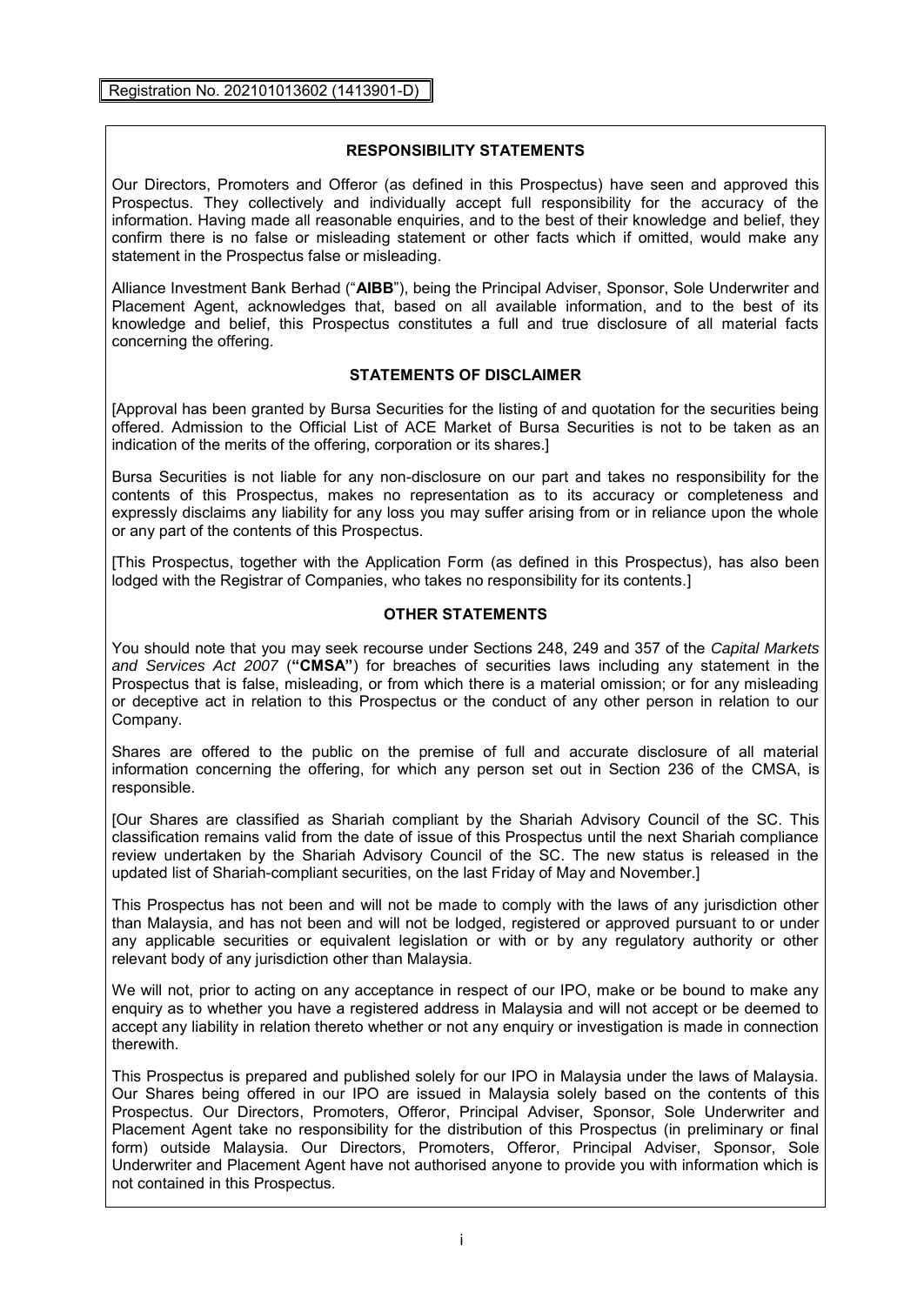Registration No. 202101013602 (1413901-D)

## RESPONSIBILITY STATEMENTS

Our Directors, Promoters and Offeror (as defined in this Prospectus) have seen and approved this Prospectus. They collectively and individually accept full responsibility for the accuracy of the information. Having made all reasonable enquiries, and to the best of their knowledge and belief, they confirm there is no false or misleading statement or other facts which if omitted, would make any statement in the Prospectus false or misleading.

Alliance Investment Bank Berhad ("**AIBB**"), being the Principal Adviser, Sponsor, Sole Underwriter and Placement Agent, acknowledges that, based on all available information, and to the best of its knowledge and belief, this Prospectus constitutes a full and true disclosure of all material facts concerning the offering.

## STATEMENTS OF DISCLAIMER

[Approval has been granted by Bursa Securities for the listing of and quotation for the securities being offered. Admission to the Official List of ACE Market of Bursa Securities is not to be taken as an indication of the merits of the offering, corporation or its shares.]

Bursa Securities is not liable for any non-disclosure on our part and takes no responsibility for the contents of this Prospectus, makes no representation as to its accuracy or completeness and expressly disclaims any liability for any loss you may suffer arising from or in reliance upon the whole or any part of the contents of this Prospectus.

[This Prospectus, together with the Application Form (as defined in this Prospectus), has also been lodged with the Registrar of Companies, who takes no responsibility for its contents.]

## OTHER STATEMENTS

You should note that you may seek recourse under Sections 248, 249 and 357 of the *Capital Markets and Services Act 2007* (**"CMSA"**) for breaches of securities laws including any statement in the Prospectus that is false, misleading, or from which there is a material omission; or for any misleading or deceptive act in relation to this Prospectus or the conduct of any other person in relation to our Company.

Shares are offered to the public on the premise of full and accurate disclosure of all material information concerning the offering, for which any person set out in Section 236 of the CMSA, is responsible.

[Our Shares are classified as Shariah compliant by the Shariah Advisory Council of the SC. This classification remains valid from the date of issue of this Prospectus until the next Shariah compliance review undertaken by the Shariah Advisory Council of the SC. The new status is released in the updated list of Shariah-compliant securities, on the last Friday of May and November.]

This Prospectus has not been and will not be made to comply with the laws of any jurisdiction other than Malaysia, and has not been and will not be lodged, registered or approved pursuant to or under any applicable securities or equivalent legislation or with or by any regulatory authority or other relevant body of any jurisdiction other than Malaysia.

We will not, prior to acting on any acceptance in respect of our IPO, make or be bound to make any enquiry as to whether you have a registered address in Malaysia and will not accept or be deemed to accept any liability in relation thereto whether or not any enquiry or investigation is made in connection therewith.

This Prospectus is prepared and published solely for our IPO in Malaysia under the laws of Malaysia. Our Shares being offered in our IPO are issued in Malaysia solely based on the contents of this Prospectus. Our Directors, Promoters, Offeror, Principal Adviser, Sponsor, Sole Underwriter and Placement Agent take no responsibility for the distribution of this Prospectus (in preliminary or final form) outside Malaysia. Our Directors, Promoters, Offeror, Principal Adviser, Sponsor, Sole Underwriter and Placement Agent have not authorised anyone to provide you with information which is not contained in this Prospectus.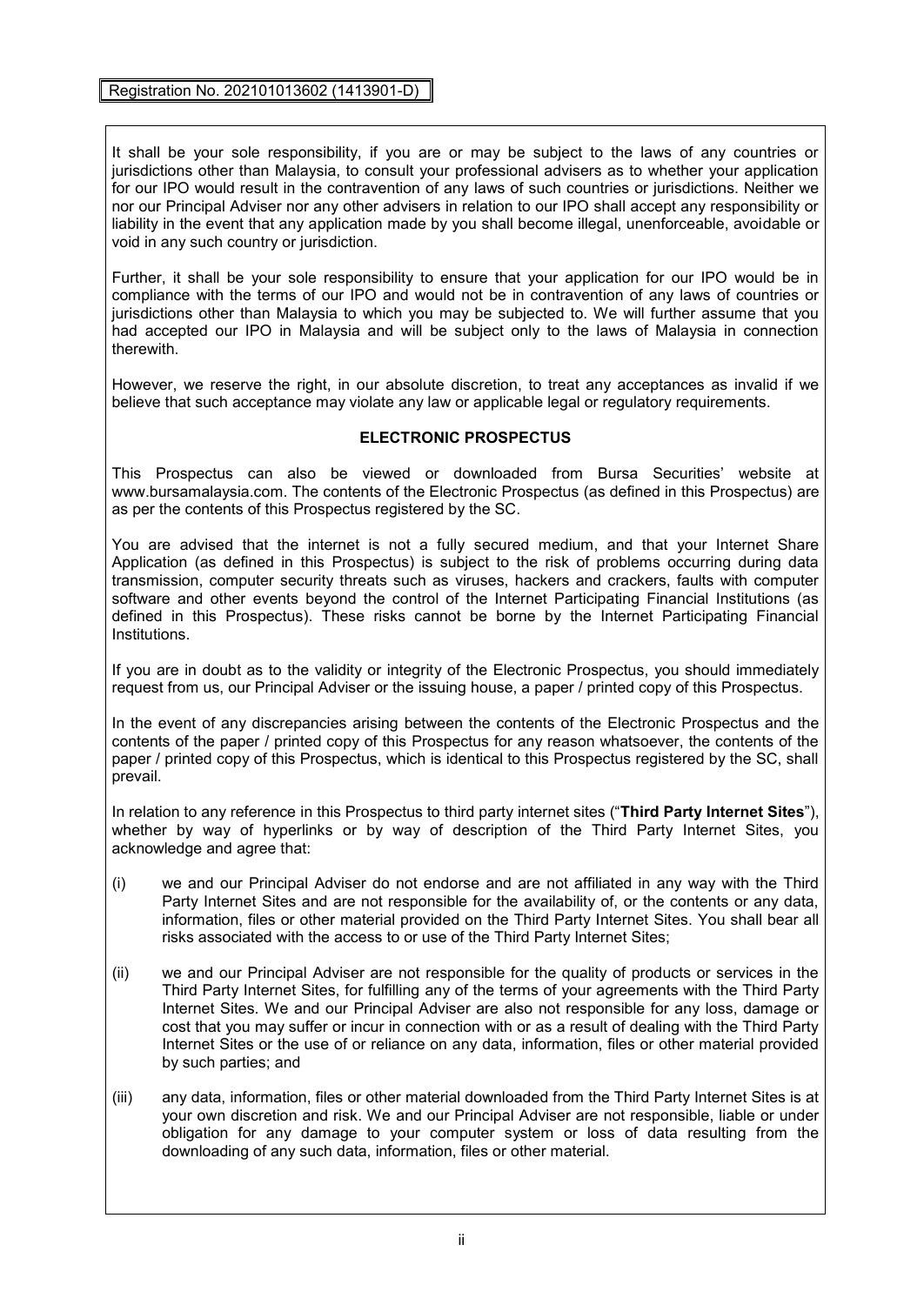It shall be your sole responsibility, if you are or may be subject to the laws of any countries or jurisdictions other than Malaysia, to consult your professional advisers as to whether your application for our IPO would result in the contravention of any laws of such countries or jurisdictions. Neither we nor our Principal Adviser nor any other advisers in relation to our IPO shall accept any responsibility or liability in the event that any application made by you shall become illegal, unenforceable, avoidable or void in any such country or jurisdiction.

Further, it shall be your sole responsibility to ensure that your application for our IPO would be in compliance with the terms of our IPO and would not be in contravention of any laws of countries or jurisdictions other than Malaysia to which you may be subjected to. We will further assume that you had accepted our IPO in Malaysia and will be subject only to the laws of Malaysia in connection therewith.

However, we reserve the right, in our absolute discretion, to treat any acceptances as invalid if we believe that such acceptance may violate any law or applicable legal or regulatory requirements.

**ELECTRONIC PROSPECTUS**

This Prospectus can also be viewed or downloaded from Bursa Securities' website at www.bursamalaysia.com. The contents of the Electronic Prospectus (as defined in this Prospectus) are as per the contents of this Prospectus registered by the SC.

You are advised that the internet is not a fully secured medium, and that your Internet Share Application (as defined in this Prospectus) is subject to the risk of problems occurring during data transmission, computer security threats such as viruses, hackers and crackers, faults with computer software and other events beyond the control of the Internet Participating Financial Institutions (as defined in this Prospectus). These risks cannot be borne by the Internet Participating Financial Institutions.

If you are in doubt as to the validity or integrity of the Electronic Prospectus, you should immediately request from us, our Principal Adviser or the issuing house, a paper / printed copy of this Prospectus.

In the event of any discrepancies arising between the contents of the Electronic Prospectus and the contents of the paper / printed copy of this Prospectus for any reason whatsoever, the contents of the paper / printed copy of this Prospectus, which is identical to this Prospectus registered by the SC, shall prevail.

In relation to any reference in this Prospectus to third party internet sites ("**Third Party Internet Sites**"), whether by way of hyperlinks or by way of description of the Third Party Internet Sites, you acknowledge and agree that:

(i) we and our Principal Adviser do not endorse and are not affiliated in any way with the Third Party Internet Sites and are not responsible for the availability of, or the contents or any data, information, files or other material provided on the Third Party Internet Sites. You shall bear all risks associated with the access to or use of the Third Party Internet Sites;

(ii) we and our Principal Adviser are not responsible for the quality of products or services in the Third Party Internet Sites, for fulfilling any of the terms of your agreements with the Third Party Internet Sites. We and our Principal Adviser are also not responsible for any loss, damage or cost that you may suffer or incur in connection with or as a result of dealing with the Third Party Internet Sites or the use of or reliance on any data, information, files or other material provided by such parties; and

(iii) any data, information, files or other material downloaded from the Third Party Internet Sites is at your own discretion and risk. We and our Principal Adviser are not responsible, liable or under obligation for any damage to your computer system or loss of data resulting from the downloading of any such data, information, files or other material.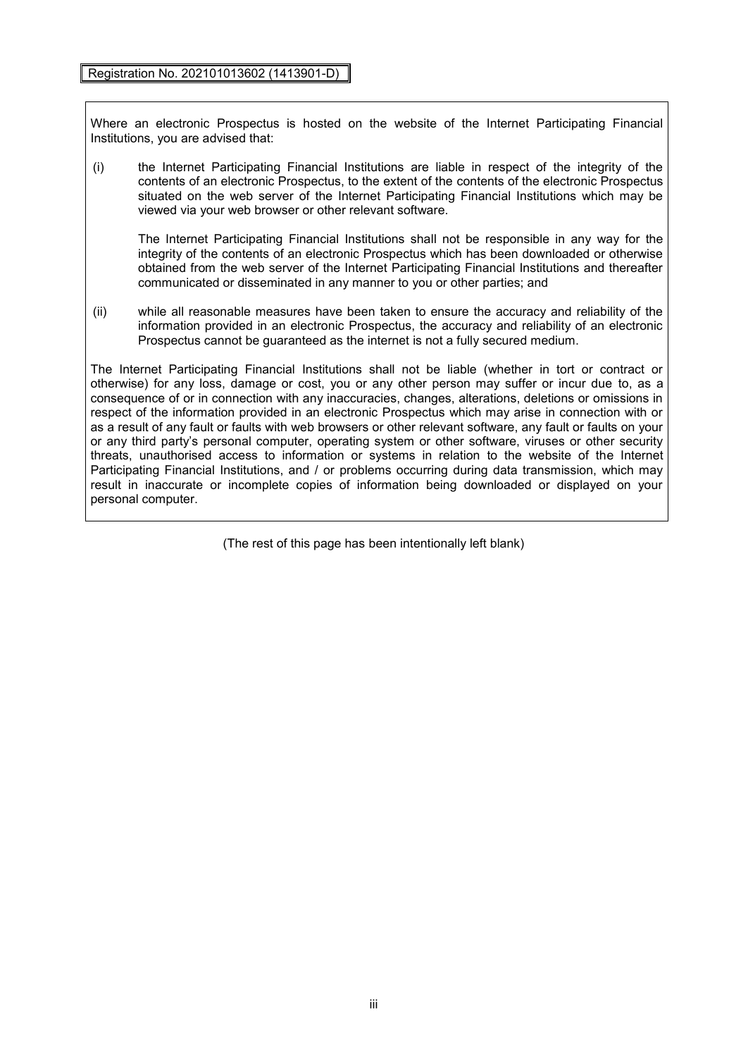Registration No. 202101013602 (1413901-D)

Where an electronic Prospectus is hosted on the website of the Internet Participating Financial Institutions, you are advised that:

(i) the Internet Participating Financial Institutions are liable in respect of the integrity of the contents of an electronic Prospectus, to the extent of the contents of the electronic Prospectus situated on the web server of the Internet Participating Financial Institutions which may be viewed via your web browser or other relevant software.

The Internet Participating Financial Institutions shall not be responsible in any way for the integrity of the contents of an electronic Prospectus which has been downloaded or otherwise obtained from the web server of the Internet Participating Financial Institutions and thereafter communicated or disseminated in any manner to you or other parties; and

(ii) while all reasonable measures have been taken to ensure the accuracy and reliability of the information provided in an electronic Prospectus, the accuracy and reliability of an electronic Prospectus cannot be guaranteed as the internet is not a fully secured medium.

The Internet Participating Financial Institutions shall not be liable (whether in tort or contract or otherwise) for any loss, damage or cost, you or any other person may suffer or incur due to, as a consequence of or in connection with any inaccuracies, changes, alterations, deletions or omissions in respect of the information provided in an electronic Prospectus which may arise in connection with or as a result of any fault or faults with web browsers or other relevant software, any fault or faults on your or any third party's personal computer, operating system or other software, viruses or other security threats, unauthorised access to information or systems in relation to the website of the Internet Participating Financial Institutions, and / or problems occurring during data transmission, which may result in inaccurate or incomplete copies of information being downloaded or displayed on your personal computer.

(The rest of this page has been intentionally left blank)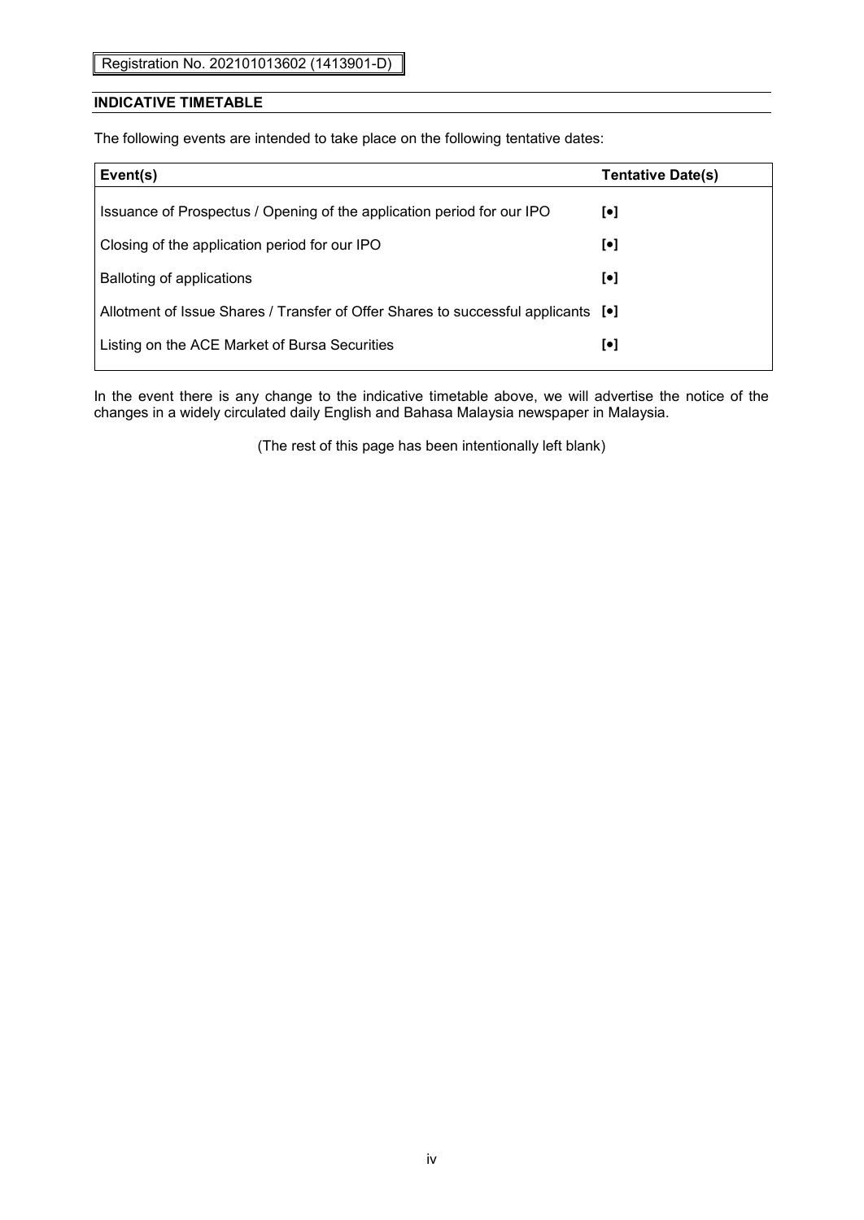Registration No. 202101013602 (1413901-D)

## INDICATIVE TIMETABLE

The following events are intended to take place on the following tentative dates:

| Event(s) | Tentative Date(s) |
|---|---|
| Issuance of Prospectus / Opening of the application period for our IPO | [•] |
| Closing of the application period for our IPO | [•] |
| Balloting of applications | [•] |
| Allotment of Issue Shares / Transfer of Offer Shares to successful applicants | [•] |
| Listing on the ACE Market of Bursa Securities | [•] |

In the event there is any change to the indicative timetable above, we will advertise the notice of the changes in a widely circulated daily English and Bahasa Malaysia newspaper in Malaysia.

(The rest of this page has been intentionally left blank)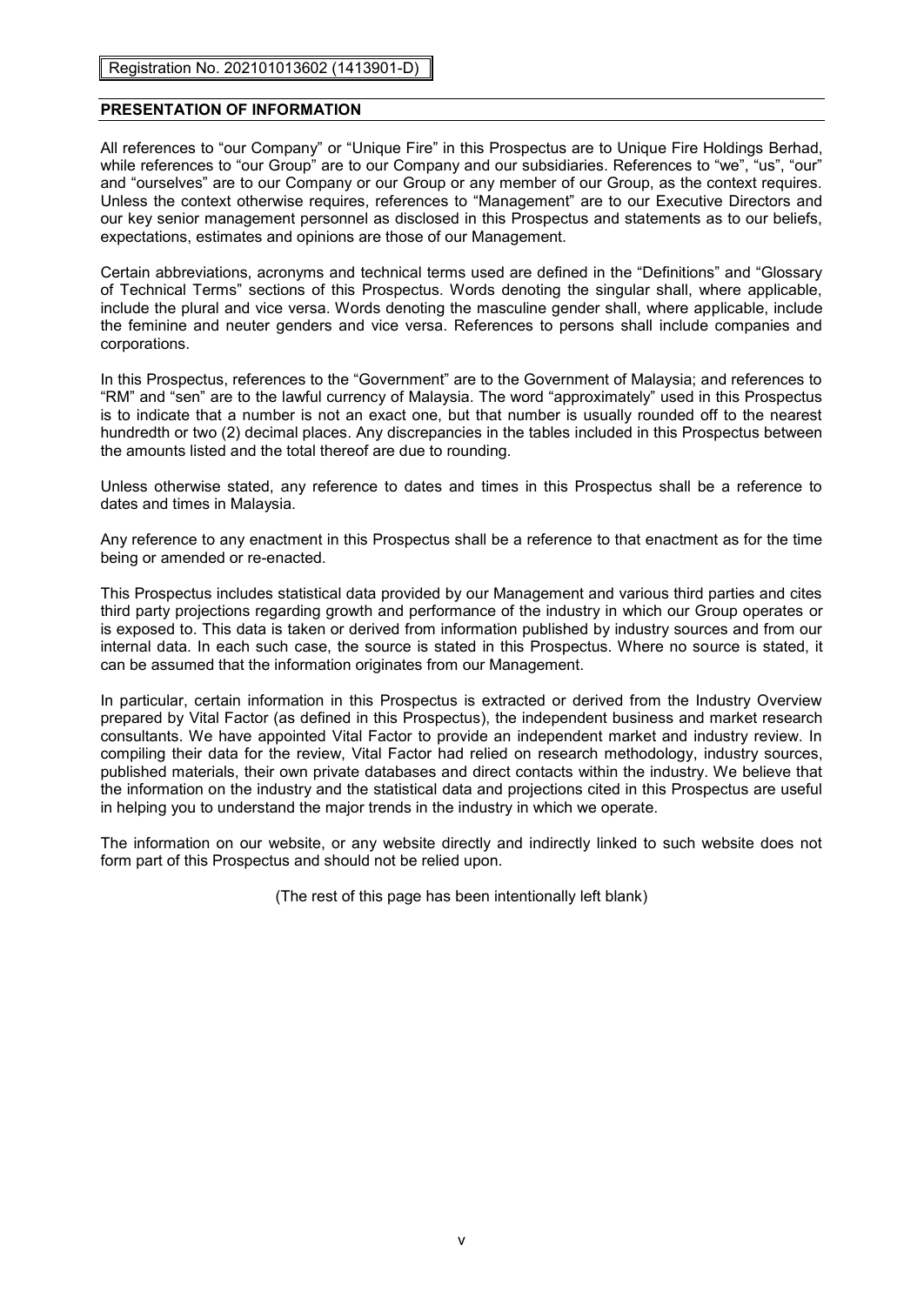## PRESENTATION OF INFORMATION

All references to "our Company" or "Unique Fire" in this Prospectus are to Unique Fire Holdings Berhad, while references to "our Group" are to our Company and our subsidiaries. References to "we", "us", "our" and "ourselves" are to our Company or our Group or any member of our Group, as the context requires. Unless the context otherwise requires, references to "Management" are to our Executive Directors and our key senior management personnel as disclosed in this Prospectus and statements as to our beliefs, expectations, estimates and opinions are those of our Management.

Certain abbreviations, acronyms and technical terms used are defined in the "Definitions" and "Glossary of Technical Terms" sections of this Prospectus. Words denoting the singular shall, where applicable, include the plural and vice versa. Words denoting the masculine gender shall, where applicable, include the feminine and neuter genders and vice versa. References to persons shall include companies and corporations.

In this Prospectus, references to the "Government" are to the Government of Malaysia; and references to "RM" and "sen" are to the lawful currency of Malaysia. The word "approximately" used in this Prospectus is to indicate that a number is not an exact one, but that number is usually rounded off to the nearest hundredth or two (2) decimal places. Any discrepancies in the tables included in this Prospectus between the amounts listed and the total thereof are due to rounding.

Unless otherwise stated, any reference to dates and times in this Prospectus shall be a reference to dates and times in Malaysia.

Any reference to any enactment in this Prospectus shall be a reference to that enactment as for the time being or amended or re-enacted.

This Prospectus includes statistical data provided by our Management and various third parties and cites third party projections regarding growth and performance of the industry in which our Group operates or is exposed to. This data is taken or derived from information published by industry sources and from our internal data. In each such case, the source is stated in this Prospectus. Where no source is stated, it can be assumed that the information originates from our Management.

In particular, certain information in this Prospectus is extracted or derived from the Industry Overview prepared by Vital Factor (as defined in this Prospectus), the independent business and market research consultants. We have appointed Vital Factor to provide an independent market and industry review. In compiling their data for the review, Vital Factor had relied on research methodology, industry sources, published materials, their own private databases and direct contacts within the industry. We believe that the information on the industry and the statistical data and projections cited in this Prospectus are useful in helping you to understand the major trends in the industry in which we operate.

The information on our website, or any website directly and indirectly linked to such website does not form part of this Prospectus and should not be relied upon.

(The rest of this page has been intentionally left blank)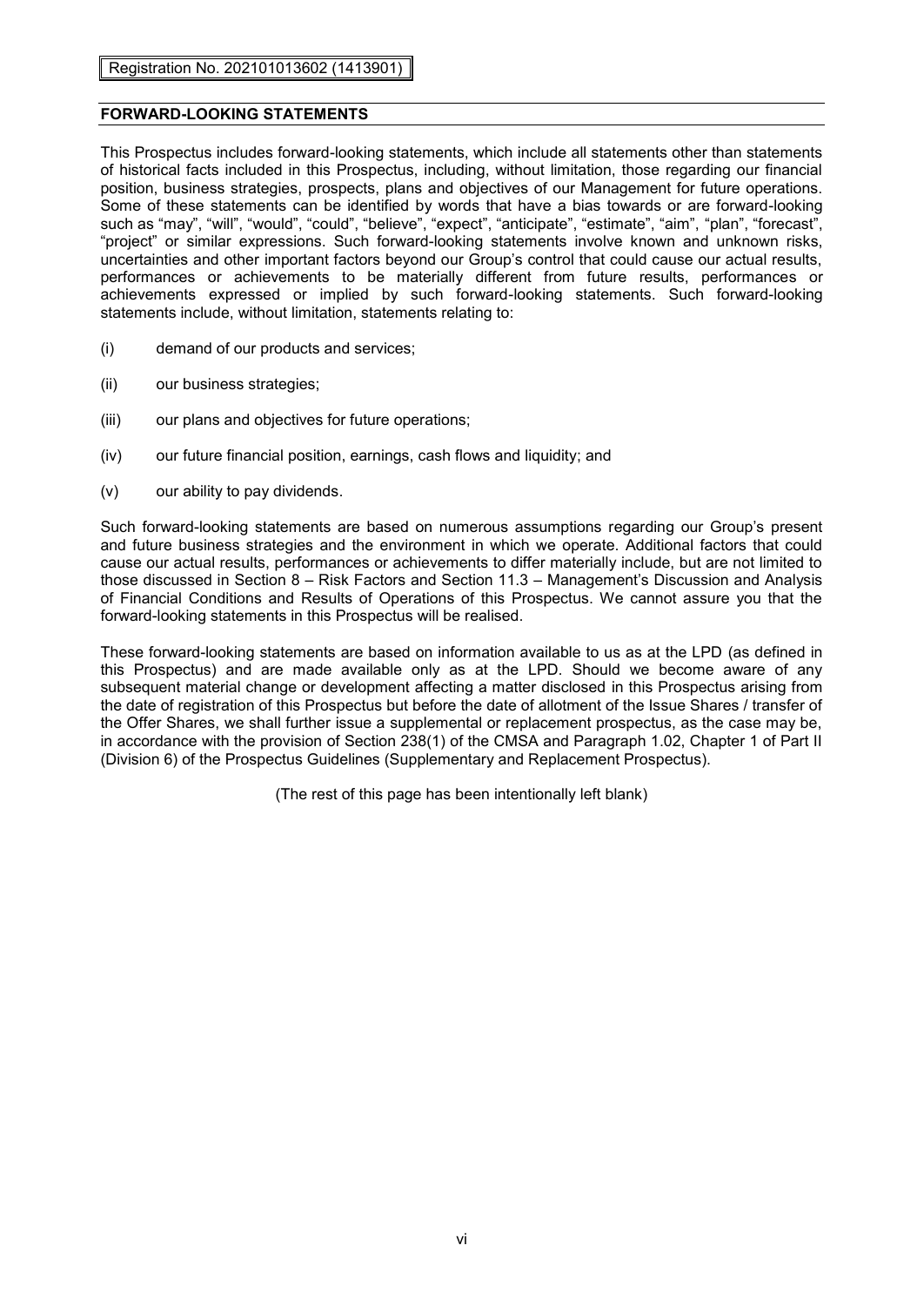## FORWARD-LOOKING STATEMENTS

This Prospectus includes forward-looking statements, which include all statements other than statements of historical facts included in this Prospectus, including, without limitation, those regarding our financial position, business strategies, prospects, plans and objectives of our Management for future operations. Some of these statements can be identified by words that have a bias towards or are forward-looking such as "may", "will", "would", "could", "believe", "expect", "anticipate", "estimate", "aim", "plan", "forecast", "project" or similar expressions. Such forward-looking statements involve known and unknown risks, uncertainties and other important factors beyond our Group's control that could cause our actual results, performances or achievements to be materially different from future results, performances or achievements expressed or implied by such forward-looking statements. Such forward-looking statements include, without limitation, statements relating to:

(i) demand of our products and services;

(ii) our business strategies;

(iii) our plans and objectives for future operations;

(iv) our future financial position, earnings, cash flows and liquidity; and

(v) our ability to pay dividends.

Such forward-looking statements are based on numerous assumptions regarding our Group's present and future business strategies and the environment in which we operate. Additional factors that could cause our actual results, performances or achievements to differ materially include, but are not limited to those discussed in Section 8 – Risk Factors and Section 11.3 – Management's Discussion and Analysis of Financial Conditions and Results of Operations of this Prospectus. We cannot assure you that the forward-looking statements in this Prospectus will be realised.

These forward-looking statements are based on information available to us as at the LPD (as defined in this Prospectus) and are made available only as at the LPD. Should we become aware of any subsequent material change or development affecting a matter disclosed in this Prospectus arising from the date of registration of this Prospectus but before the date of allotment of the Issue Shares / transfer of the Offer Shares, we shall further issue a supplemental or replacement prospectus, as the case may be, in accordance with the provision of Section 238(1) of the CMSA and Paragraph 1.02, Chapter 1 of Part II (Division 6) of the Prospectus Guidelines (Supplementary and Replacement Prospectus).

(The rest of this page has been intentionally left blank)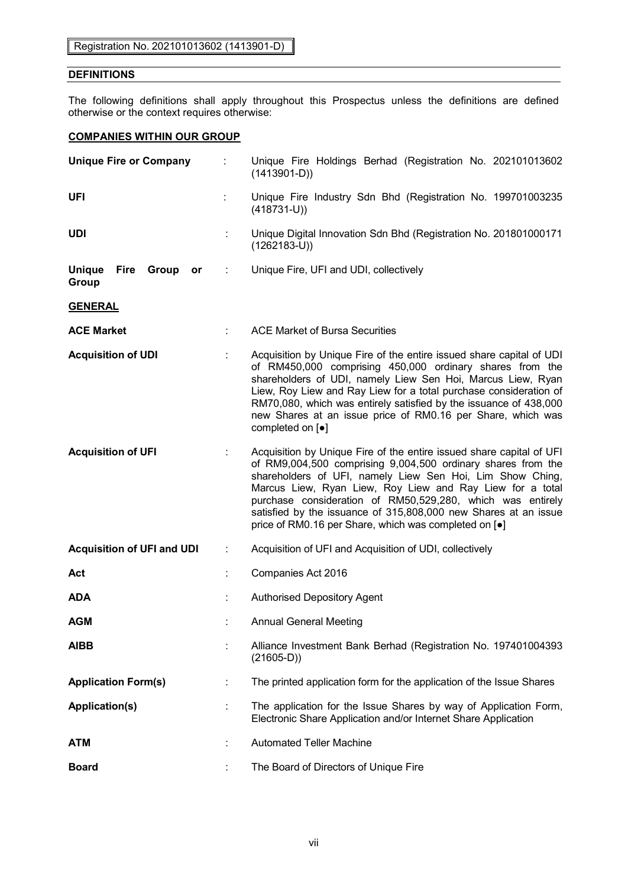Registration No. 202101013602 (1413901-D)

## DEFINITIONS

The following definitions shall apply throughout this Prospectus unless the definitions are defined otherwise or the context requires otherwise:

### COMPANIES WITHIN OUR GROUP

| | | |
|---|---|---|
| **Unique Fire or Company** | : | Unique Fire Holdings Berhad (Registration No. 202101013602 (1413901-D)) |
| **UFI** | : | Unique Fire Industry Sdn Bhd (Registration No. 199701003235 (418731-U)) |
| **UDI** | : | Unique Digital Innovation Sdn Bhd (Registration No. 201801000171 (1262183-U)) |
| **Unique Fire Group or Group** | : | Unique Fire, UFI and UDI, collectively |

### GENERAL

| | | |
|---|---|---|
| **ACE Market** | : | ACE Market of Bursa Securities |
| **Acquisition of UDI** | : | Acquisition by Unique Fire of the entire issued share capital of UDI of RM450,000 comprising 450,000 ordinary shares from the shareholders of UDI, namely Liew Sen Hoi, Marcus Liew, Ryan Liew, Roy Liew and Ray Liew for a total purchase consideration of RM70,080, which was entirely satisfied by the issuance of 438,000 new Shares at an issue price of RM0.16 per Share, which was completed on [●] |
| **Acquisition of UFI** | : | Acquisition by Unique Fire of the entire issued share capital of UFI of RM9,004,500 comprising 9,004,500 ordinary shares from the shareholders of UFI, namely Liew Sen Hoi, Lim Show Ching, Marcus Liew, Ryan Liew, Roy Liew and Ray Liew for a total purchase consideration of RM50,529,280, which was entirely satisfied by the issuance of 315,808,000 new Shares at an issue price of RM0.16 per Share, which was completed on [●] |
| **Acquisition of UFI and UDI** | : | Acquisition of UFI and Acquisition of UDI, collectively |
| **Act** | : | Companies Act 2016 |
| **ADA** | : | Authorised Depository Agent |
| **AGM** | : | Annual General Meeting |
| **AIBB** | : | Alliance Investment Bank Berhad (Registration No. 197401004393 (21605-D)) |
| **Application Form(s)** | : | The printed application form for the application of the Issue Shares |
| **Application(s)** | : | The application for the Issue Shares by way of Application Form, Electronic Share Application and/or Internet Share Application |
| **ATM** | : | Automated Teller Machine |
| **Board** | : | The Board of Directors of Unique Fire |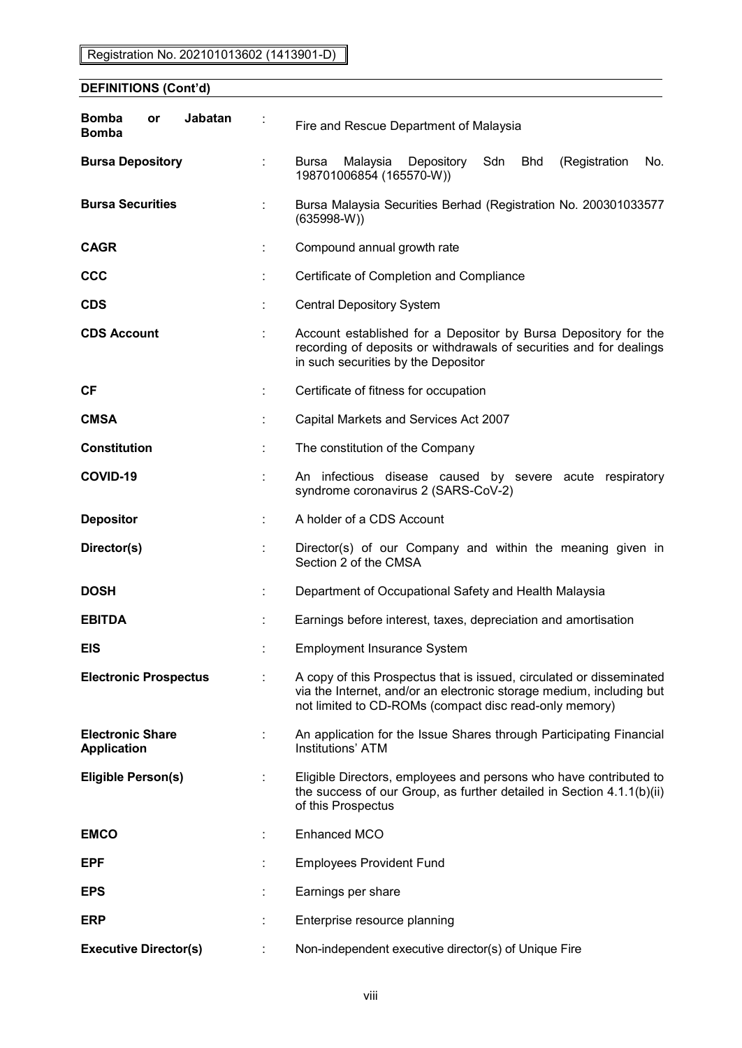Registration No. 202101013602 (1413901-D)

**DEFINITIONS (Cont'd)**

| | | |
|---|---|---|
| **Bomba or Jabatan Bomba** | : | Fire and Rescue Department of Malaysia |
| **Bursa Depository** | : | Bursa Malaysia Depository Sdn Bhd (Registration No. 198701006854 (165570-W)) |
| **Bursa Securities** | : | Bursa Malaysia Securities Berhad (Registration No. 200301033577 (635998-W)) |
| **CAGR** | : | Compound annual growth rate |
| **CCC** | : | Certificate of Completion and Compliance |
| **CDS** | : | Central Depository System |
| **CDS Account** | : | Account established for a Depositor by Bursa Depository for the recording of deposits or withdrawals of securities and for dealings in such securities by the Depositor |
| **CF** | : | Certificate of fitness for occupation |
| **CMSA** | : | Capital Markets and Services Act 2007 |
| **Constitution** | : | The constitution of the Company |
| **COVID-19** | : | An infectious disease caused by severe acute respiratory syndrome coronavirus 2 (SARS-CoV-2) |
| **Depositor** | : | A holder of a CDS Account |
| **Director(s)** | : | Director(s) of our Company and within the meaning given in Section 2 of the CMSA |
| **DOSH** | : | Department of Occupational Safety and Health Malaysia |
| **EBITDA** | : | Earnings before interest, taxes, depreciation and amortisation |
| **EIS** | : | Employment Insurance System |
| **Electronic Prospectus** | : | A copy of this Prospectus that is issued, circulated or disseminated via the Internet, and/or an electronic storage medium, including but not limited to CD-ROMs (compact disc read-only memory) |
| **Electronic Share Application** | : | An application for the Issue Shares through Participating Financial Institutions' ATM |
| **Eligible Person(s)** | : | Eligible Directors, employees and persons who have contributed to the success of our Group, as further detailed in Section 4.1.1(b)(ii) of this Prospectus |
| **EMCO** | : | Enhanced MCO |
| **EPF** | : | Employees Provident Fund |
| **EPS** | : | Earnings per share |
| **ERP** | : | Enterprise resource planning |
| **Executive Director(s)** | : | Non-independent executive director(s) of Unique Fire |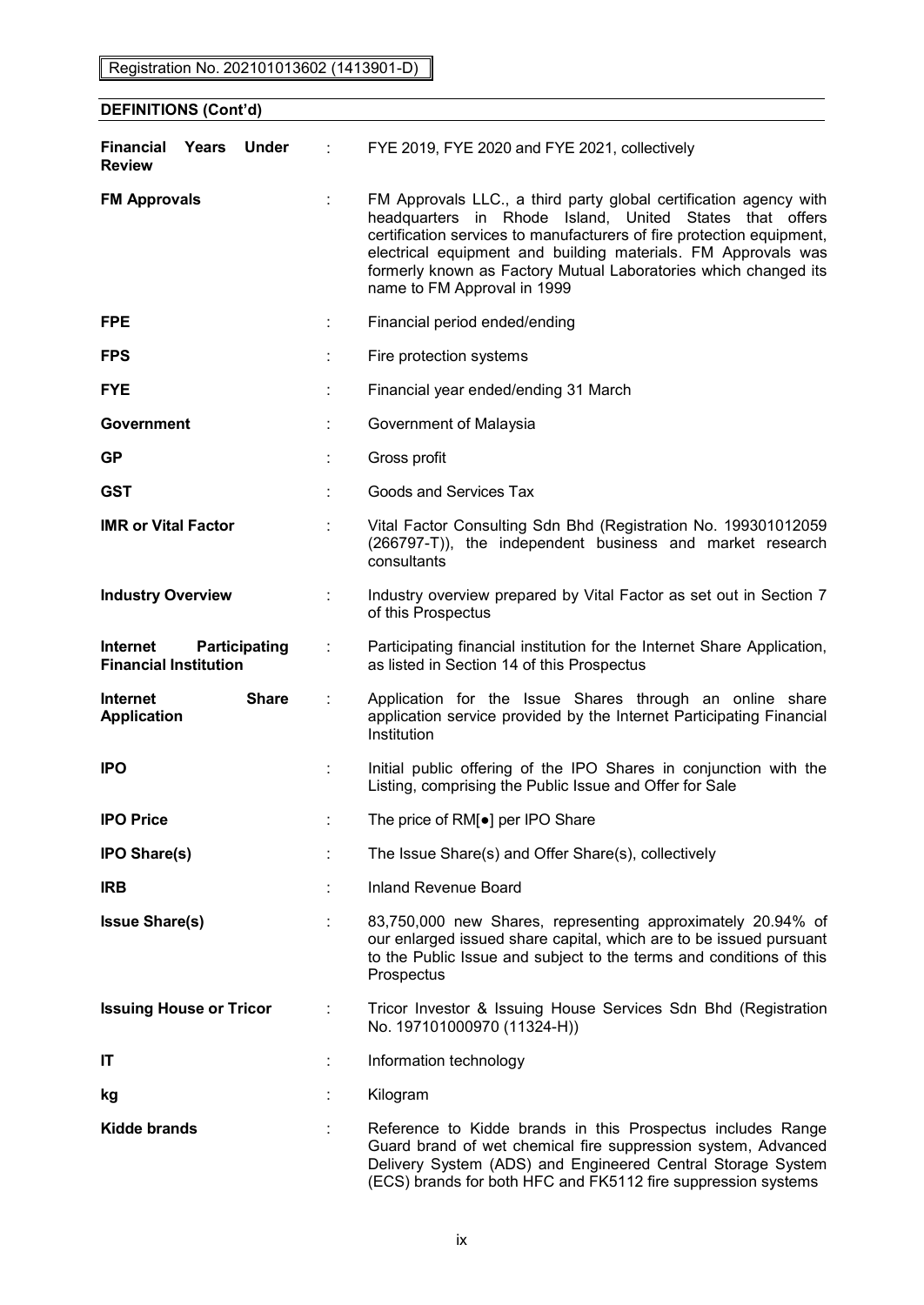Registration No. 202101013602 (1413901-D)

**DEFINITIONS (Cont'd)**

| | | |
|---|---|---|
| **Financial Years Under Review** | : | FYE 2019, FYE 2020 and FYE 2021, collectively |
| **FM Approvals** | : | FM Approvals LLC., a third party global certification agency with headquarters in Rhode Island, United States that offers certification services to manufacturers of fire protection equipment, electrical equipment and building materials. FM Approvals was formerly known as Factory Mutual Laboratories which changed its name to FM Approval in 1999 |
| **FPE** | : | Financial period ended/ending |
| **FPS** | : | Fire protection systems |
| **FYE** | : | Financial year ended/ending 31 March |
| **Government** | : | Government of Malaysia |
| **GP** | : | Gross profit |
| **GST** | : | Goods and Services Tax |
| **IMR or Vital Factor** | : | Vital Factor Consulting Sdn Bhd (Registration No. 199301012059 (266797-T)), the independent business and market research consultants |
| **Industry Overview** | : | Industry overview prepared by Vital Factor as set out in Section 7 of this Prospectus |
| **Internet Participating Financial Institution** | : | Participating financial institution for the Internet Share Application, as listed in Section 14 of this Prospectus |
| **Internet Share Application** | : | Application for the Issue Shares through an online share application service provided by the Internet Participating Financial Institution |
| **IPO** | : | Initial public offering of the IPO Shares in conjunction with the Listing, comprising the Public Issue and Offer for Sale |
| **IPO Price** | : | The price of RM[●] per IPO Share |
| **IPO Share(s)** | : | The Issue Share(s) and Offer Share(s), collectively |
| **IRB** | : | Inland Revenue Board |
| **Issue Share(s)** | : | 83,750,000 new Shares, representing approximately 20.94% of our enlarged issued share capital, which are to be issued pursuant to the Public Issue and subject to the terms and conditions of this Prospectus |
| **Issuing House or Tricor** | : | Tricor Investor & Issuing House Services Sdn Bhd (Registration No. 197101000970 (11324-H)) |
| **IT** | : | Information technology |
| **kg** | : | Kilogram |
| **Kidde brands** | : | Reference to Kidde brands in this Prospectus includes Range Guard brand of wet chemical fire suppression system, Advanced Delivery System (ADS) and Engineered Central Storage System (ECS) brands for both HFC and FK5112 fire suppression systems |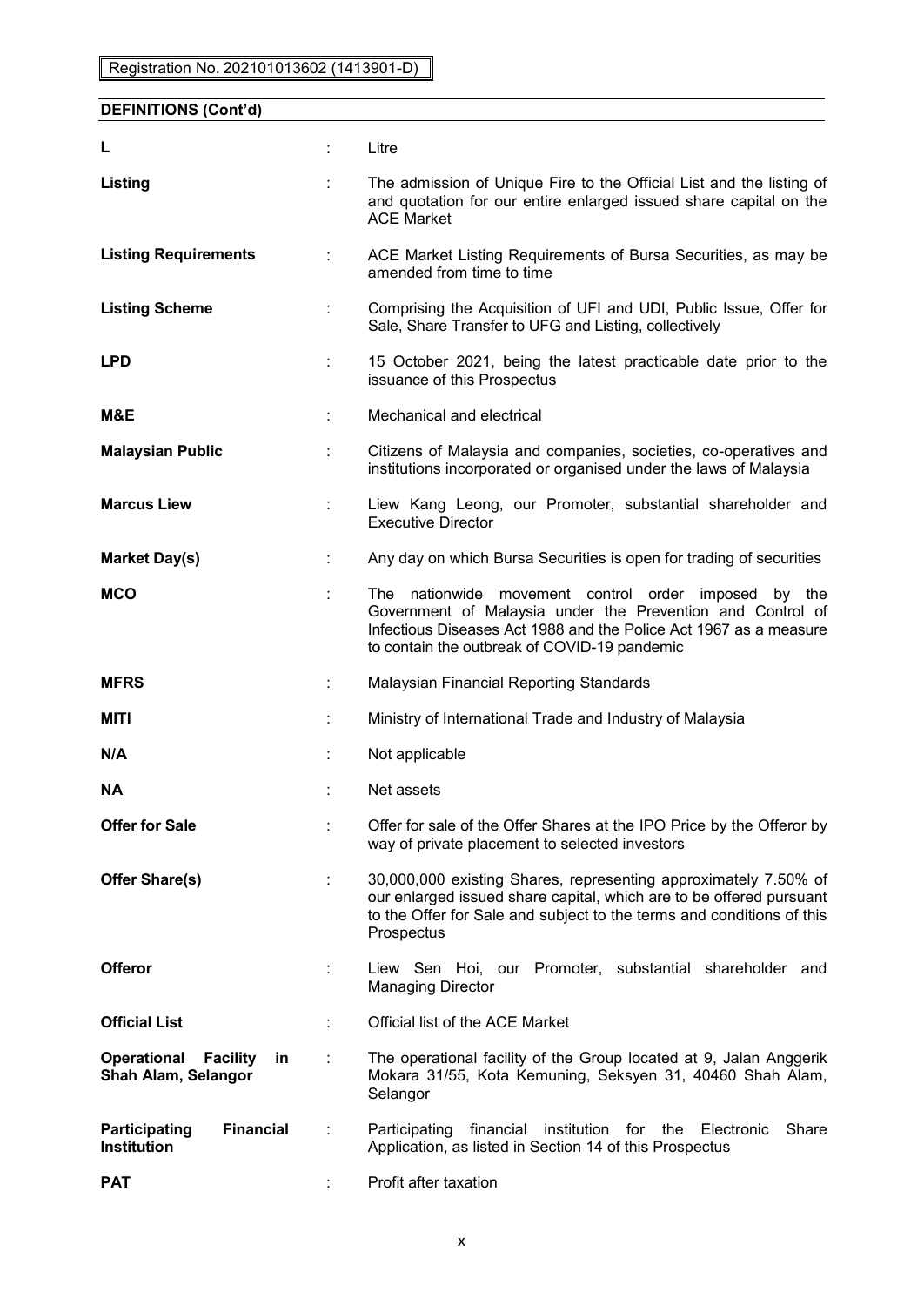Registration No. 202101013602 (1413901-D)

## DEFINITIONS (Cont'd)

| | | |
|---|---|---|
| **L** | : | Litre |
| **Listing** | : | The admission of Unique Fire to the Official List and the listing of and quotation for our entire enlarged issued share capital on the ACE Market |
| **Listing Requirements** | : | ACE Market Listing Requirements of Bursa Securities, as may be amended from time to time |
| **Listing Scheme** | : | Comprising the Acquisition of UFI and UDI, Public Issue, Offer for Sale, Share Transfer to UFG and Listing, collectively |
| **LPD** | : | 15 October 2021, being the latest practicable date prior to the issuance of this Prospectus |
| **M&E** | : | Mechanical and electrical |
| **Malaysian Public** | : | Citizens of Malaysia and companies, societies, co-operatives and institutions incorporated or organised under the laws of Malaysia |
| **Marcus Liew** | : | Liew Kang Leong, our Promoter, substantial shareholder and Executive Director |
| **Market Day(s)** | : | Any day on which Bursa Securities is open for trading of securities |
| **MCO** | : | The nationwide movement control order imposed by the Government of Malaysia under the Prevention and Control of Infectious Diseases Act 1988 and the Police Act 1967 as a measure to contain the outbreak of COVID-19 pandemic |
| **MFRS** | : | Malaysian Financial Reporting Standards |
| **MITI** | : | Ministry of International Trade and Industry of Malaysia |
| **N/A** | : | Not applicable |
| **NA** | : | Net assets |
| **Offer for Sale** | : | Offer for sale of the Offer Shares at the IPO Price by the Offeror by way of private placement to selected investors |
| **Offer Share(s)** | : | 30,000,000 existing Shares, representing approximately 7.50% of our enlarged issued share capital, which are to be offered pursuant to the Offer for Sale and subject to the terms and conditions of this Prospectus |
| **Offeror** | : | Liew Sen Hoi, our Promoter, substantial shareholder and Managing Director |
| **Official List** | : | Official list of the ACE Market |
| **Operational Facility in Shah Alam, Selangor** | : | The operational facility of the Group located at 9, Jalan Anggerik Mokara 31/55, Kota Kemuning, Seksyen 31, 40460 Shah Alam, Selangor |
| **Participating Financial Institution** | : | Participating financial institution for the Electronic Share Application, as listed in Section 14 of this Prospectus |
| **PAT** | : | Profit after taxation |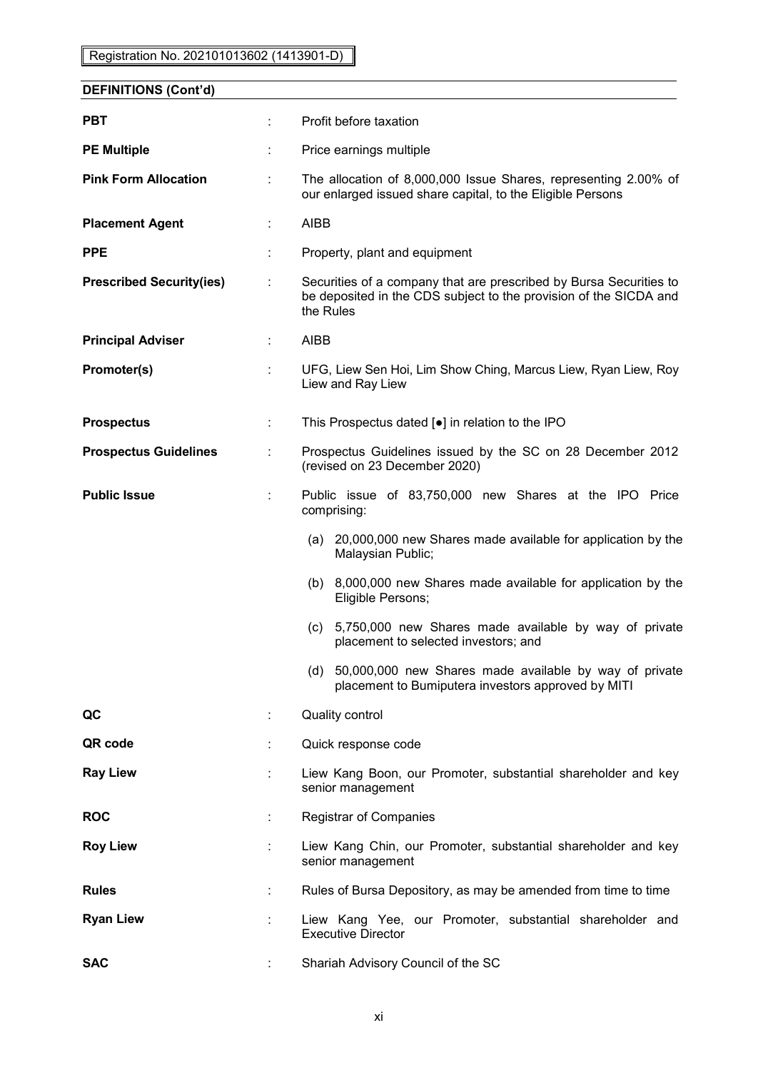**DEFINITIONS (Cont'd)**

| | | |
|---|---|---|
| **PBT** | : | Profit before taxation |
| **PE Multiple** | : | Price earnings multiple |
| **Pink Form Allocation** | : | The allocation of 8,000,000 Issue Shares, representing 2.00% of our enlarged issued share capital, to the Eligible Persons |
| **Placement Agent** | : | AIBB |
| **PPE** | : | Property, plant and equipment |
| **Prescribed Security(ies)** | : | Securities of a company that are prescribed by Bursa Securities to be deposited in the CDS subject to the provision of the SICDA and the Rules |
| **Principal Adviser** | : | AIBB |
| **Promoter(s)** | : | UFG, Liew Sen Hoi, Lim Show Ching, Marcus Liew, Ryan Liew, Roy Liew and Ray Liew |
| **Prospectus** | : | This Prospectus dated [●] in relation to the IPO |
| **Prospectus Guidelines** | : | Prospectus Guidelines issued by the SC on 28 December 2012 (revised on 23 December 2020) |
| **Public Issue** | : | Public issue of 83,750,000 new Shares at the IPO Price comprising:<br>(a) 20,000,000 new Shares made available for application by the Malaysian Public;<br>(b) 8,000,000 new Shares made available for application by the Eligible Persons;<br>(c) 5,750,000 new Shares made available by way of private placement to selected investors; and<br>(d) 50,000,000 new Shares made available by way of private placement to Bumiputera investors approved by MITI |
| **QC** | : | Quality control |
| **QR code** | : | Quick response code |
| **Ray Liew** | : | Liew Kang Boon, our Promoter, substantial shareholder and key senior management |
| **ROC** | : | Registrar of Companies |
| **Roy Liew** | : | Liew Kang Chin, our Promoter, substantial shareholder and key senior management |
| **Rules** | : | Rules of Bursa Depository, as may be amended from time to time |
| **Ryan Liew** | : | Liew Kang Yee, our Promoter, substantial shareholder and Executive Director |
| **SAC** | : | Shariah Advisory Council of the SC |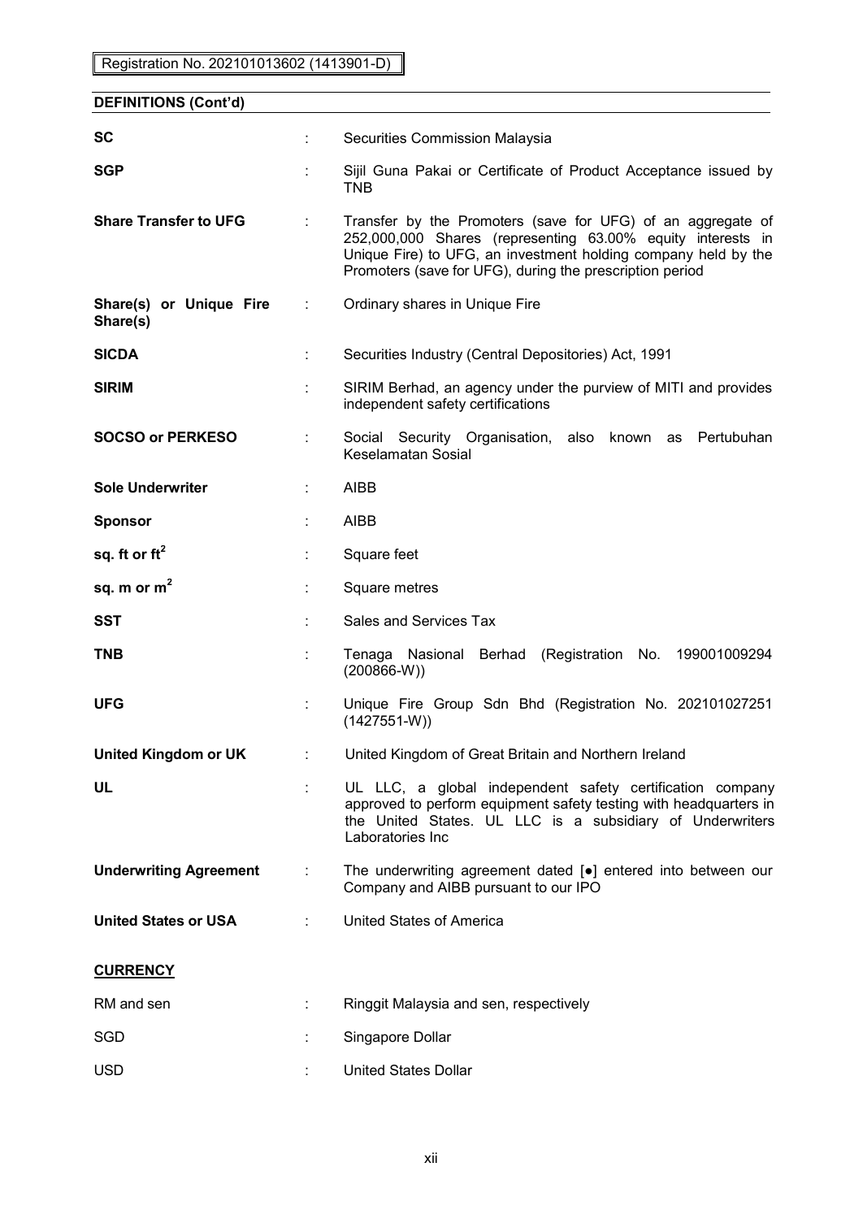Registration No. 202101013602 (1413901-D)

**DEFINITIONS (Cont'd)**

| | | |
|---|---|---|
| **SC** | : | Securities Commission Malaysia |
| **SGP** | : | Sijil Guna Pakai or Certificate of Product Acceptance issued by TNB |
| **Share Transfer to UFG** | : | Transfer by the Promoters (save for UFG) of an aggregate of 252,000,000 Shares (representing 63.00% equity interests in Unique Fire) to UFG, an investment holding company held by the Promoters (save for UFG), during the prescription period |
| **Share(s) or Unique Fire Share(s)** | : | Ordinary shares in Unique Fire |
| **SICDA** | : | Securities Industry (Central Depositories) Act, 1991 |
| **SIRIM** | : | SIRIM Berhad, an agency under the purview of MITI and provides independent safety certifications |
| **SOCSO or PERKESO** | : | Social Security Organisation, also known as Pertubuhan Keselamatan Sosial |
| **Sole Underwriter** | : | AIBB |
| **Sponsor** | : | AIBB |
| **sq. ft or ft$^2$** | : | Square feet |
| **sq. m or m$^2$** | : | Square metres |
| **SST** | : | Sales and Services Tax |
| **TNB** | : | Tenaga Nasional Berhad (Registration No. 199001009294 (200866-W)) |
| **UFG** | : | Unique Fire Group Sdn Bhd (Registration No. 202101027251 (1427551-W)) |
| **United Kingdom or UK** | : | United Kingdom of Great Britain and Northern Ireland |
| **UL** | : | UL LLC, a global independent safety certification company approved to perform equipment safety testing with headquarters in the United States. UL LLC is a subsidiary of Underwriters Laboratories Inc |
| **Underwriting Agreement** | : | The underwriting agreement dated [●] entered into between our Company and AIBB pursuant to our IPO |
| **United States or USA** | : | United States of America |

**CURRENCY**

| | | |
|---|---|---|
| RM and sen | : | Ringgit Malaysia and sen, respectively |
| SGD | : | Singapore Dollar |
| USD | : | United States Dollar |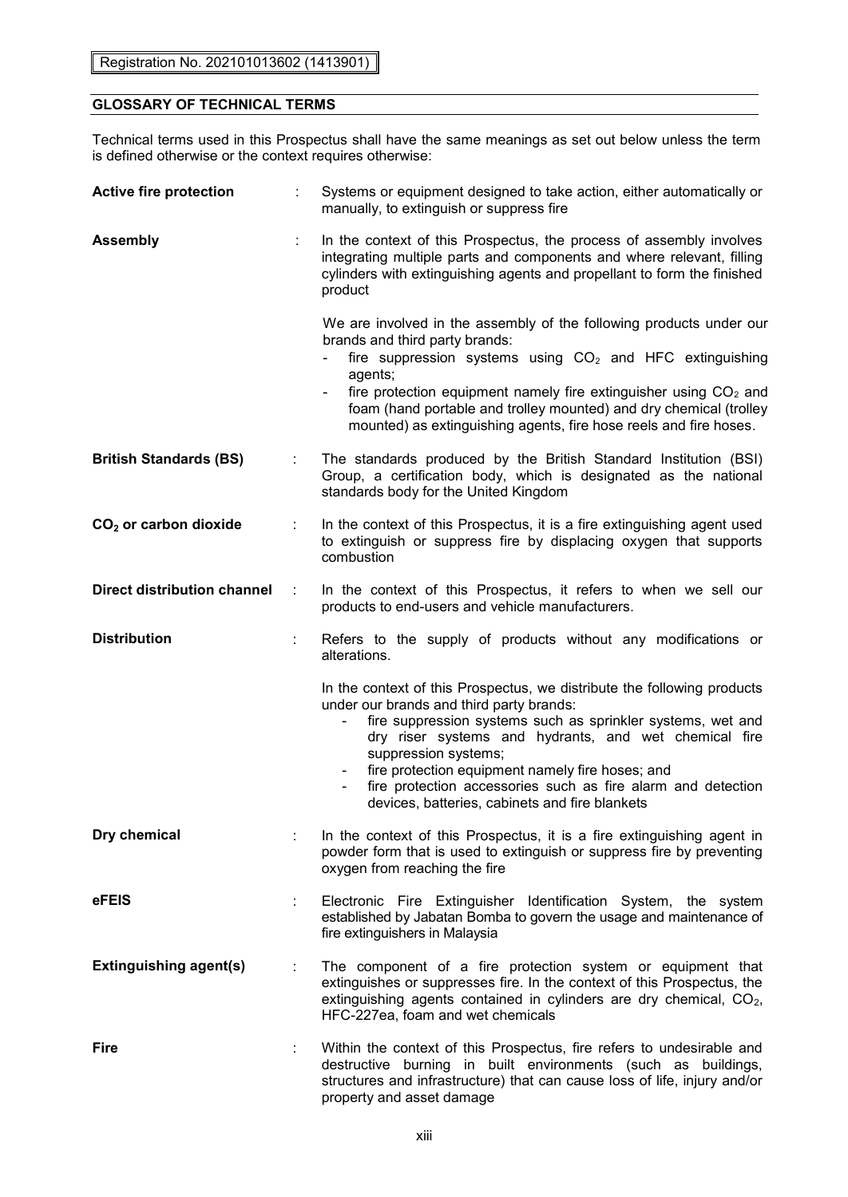Registration No. 202101013602 (1413901)

## GLOSSARY OF TECHNICAL TERMS

Technical terms used in this Prospectus shall have the same meanings as set out below unless the term is defined otherwise or the context requires otherwise:

**Active fire protection** : Systems or equipment designed to take action, either automatically or manually, to extinguish or suppress fire

**Assembly** : In the context of this Prospectus, the process of assembly involves integrating multiple parts and components and where relevant, filling cylinders with extinguishing agents and propellant to form the finished product

We are involved in the assembly of the following products under our brands and third party brands:

- fire suppression systems using $CO_2$ and HFC extinguishing agents;
- fire protection equipment namely fire extinguisher using $CO_2$ and foam (hand portable and trolley mounted) and dry chemical (trolley mounted) as extinguishing agents, fire hose reels and fire hoses.

**British Standards (BS)** : The standards produced by the British Standard Institution (BSI) Group, a certification body, which is designated as the national standards body for the United Kingdom

**$CO_2$ or carbon dioxide** : In the context of this Prospectus, it is a fire extinguishing agent used to extinguish or suppress fire by displacing oxygen that supports combustion

**Direct distribution channel** : In the context of this Prospectus, it refers to when we sell our products to end-users and vehicle manufacturers.

**Distribution** : Refers to the supply of products without any modifications or alterations.

In the context of this Prospectus, we distribute the following products under our brands and third party brands:

- fire suppression systems such as sprinkler systems, wet and dry riser systems and hydrants, and wet chemical fire suppression systems;
- fire protection equipment namely fire hoses; and
- fire protection accessories such as fire alarm and detection devices, batteries, cabinets and fire blankets

**Dry chemical** : In the context of this Prospectus, it is a fire extinguishing agent in powder form that is used to extinguish or suppress fire by preventing oxygen from reaching the fire

**eFEIS** : Electronic Fire Extinguisher Identification System, the system established by Jabatan Bomba to govern the usage and maintenance of fire extinguishers in Malaysia

**Extinguishing agent(s)** : The component of a fire protection system or equipment that extinguishes or suppresses fire. In the context of this Prospectus, the extinguishing agents contained in cylinders are dry chemical, $CO_2$, HFC-227ea, foam and wet chemicals

**Fire** : Within the context of this Prospectus, fire refers to undesirable and destructive burning in built environments (such as buildings, structures and infrastructure) that can cause loss of life, injury and/or property and asset damage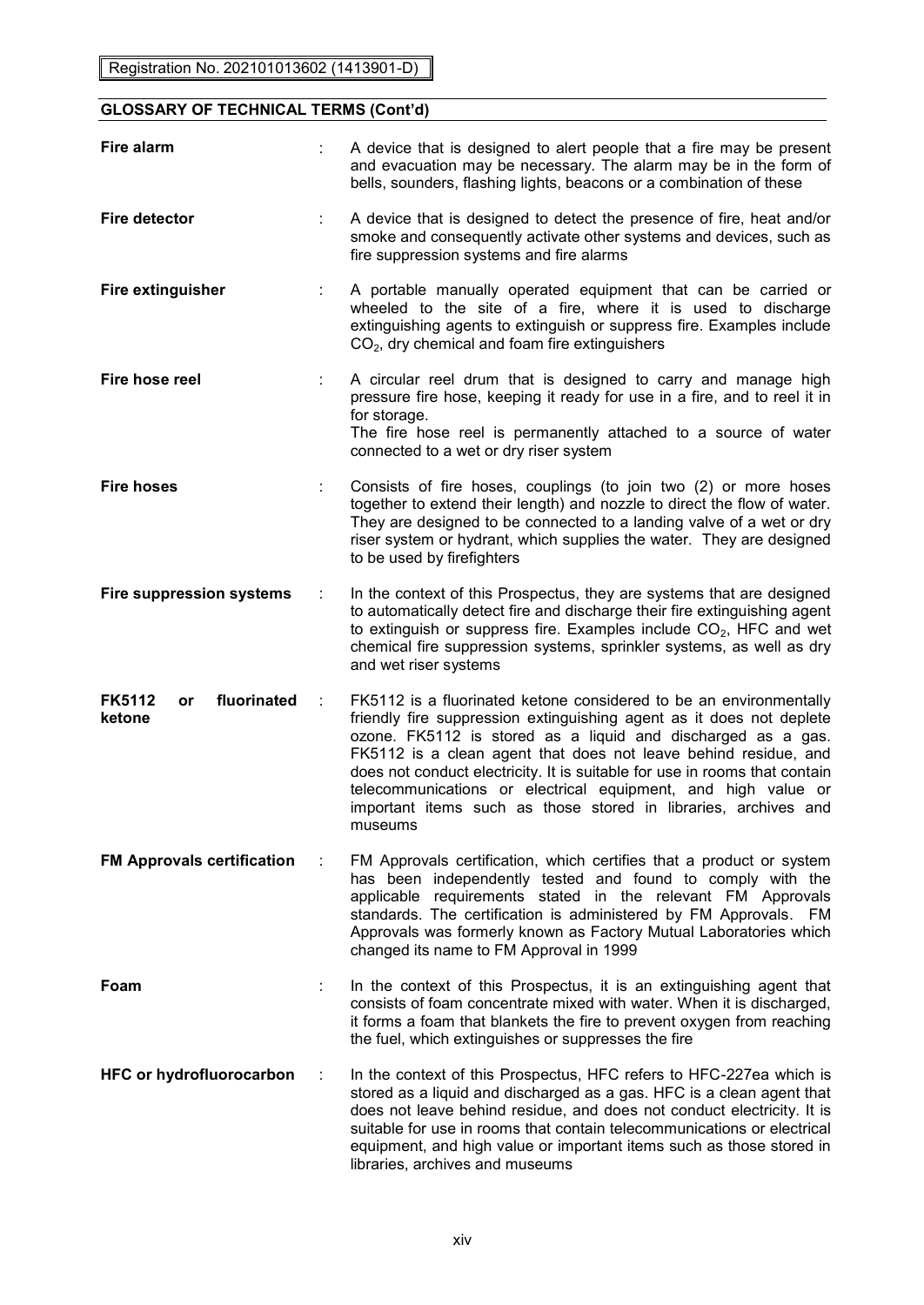## GLOSSARY OF TECHNICAL TERMS (Cont'd)

| | | |
|---|---|---|
| **Fire alarm** | : | A device that is designed to alert people that a fire may be present and evacuation may be necessary. The alarm may be in the form of bells, sounders, flashing lights, beacons or a combination of these |
| **Fire detector** | : | A device that is designed to detect the presence of fire, heat and/or smoke and consequently activate other systems and devices, such as fire suppression systems and fire alarms |
| **Fire extinguisher** | : | A portable manually operated equipment that can be carried or wheeled to the site of a fire, where it is used to discharge extinguishing agents to extinguish or suppress fire. Examples include $CO_2$, dry chemical and foam fire extinguishers |
| **Fire hose reel** | : | A circular reel drum that is designed to carry and manage high pressure fire hose, keeping it ready for use in a fire, and to reel it in for storage. The fire hose reel is permanently attached to a source of water connected to a wet or dry riser system |
| **Fire hoses** | : | Consists of fire hoses, couplings (to join two (2) or more hoses together to extend their length) and nozzle to direct the flow of water. They are designed to be connected to a landing valve of a wet or dry riser system or hydrant, which supplies the water. They are designed to be used by firefighters |
| **Fire suppression systems** | : | In the context of this Prospectus, they are systems that are designed to automatically detect fire and discharge their fire extinguishing agent to extinguish or suppress fire. Examples include $CO_2$, HFC and wet chemical fire suppression systems, sprinkler systems, as well as dry and wet riser systems |
| **FK5112 or fluorinated ketone** | : | FK5112 is a fluorinated ketone considered to be an environmentally friendly fire suppression extinguishing agent as it does not deplete ozone. FK5112 is stored as a liquid and discharged as a gas. FK5112 is a clean agent that does not leave behind residue, and does not conduct electricity. It is suitable for use in rooms that contain telecommunications or electrical equipment, and high value or important items such as those stored in libraries, archives and museums |
| **FM Approvals certification** | : | FM Approvals certification, which certifies that a product or system has been independently tested and found to comply with the applicable requirements stated in the relevant FM Approvals standards. The certification is administered by FM Approvals. FM Approvals was formerly known as Factory Mutual Laboratories which changed its name to FM Approval in 1999 |
| **Foam** | : | In the context of this Prospectus, it is an extinguishing agent that consists of foam concentrate mixed with water. When it is discharged, it forms a foam that blankets the fire to prevent oxygen from reaching the fuel, which extinguishes or suppresses the fire |
| **HFC or hydrofluorocarbon** | : | In the context of this Prospectus, HFC refers to HFC-227ea which is stored as a liquid and discharged as a gas. HFC is a clean agent that does not leave behind residue, and does not conduct electricity. It is suitable for use in rooms that contain telecommunications or electrical equipment, and high value or important items such as those stored in libraries, archives and museums |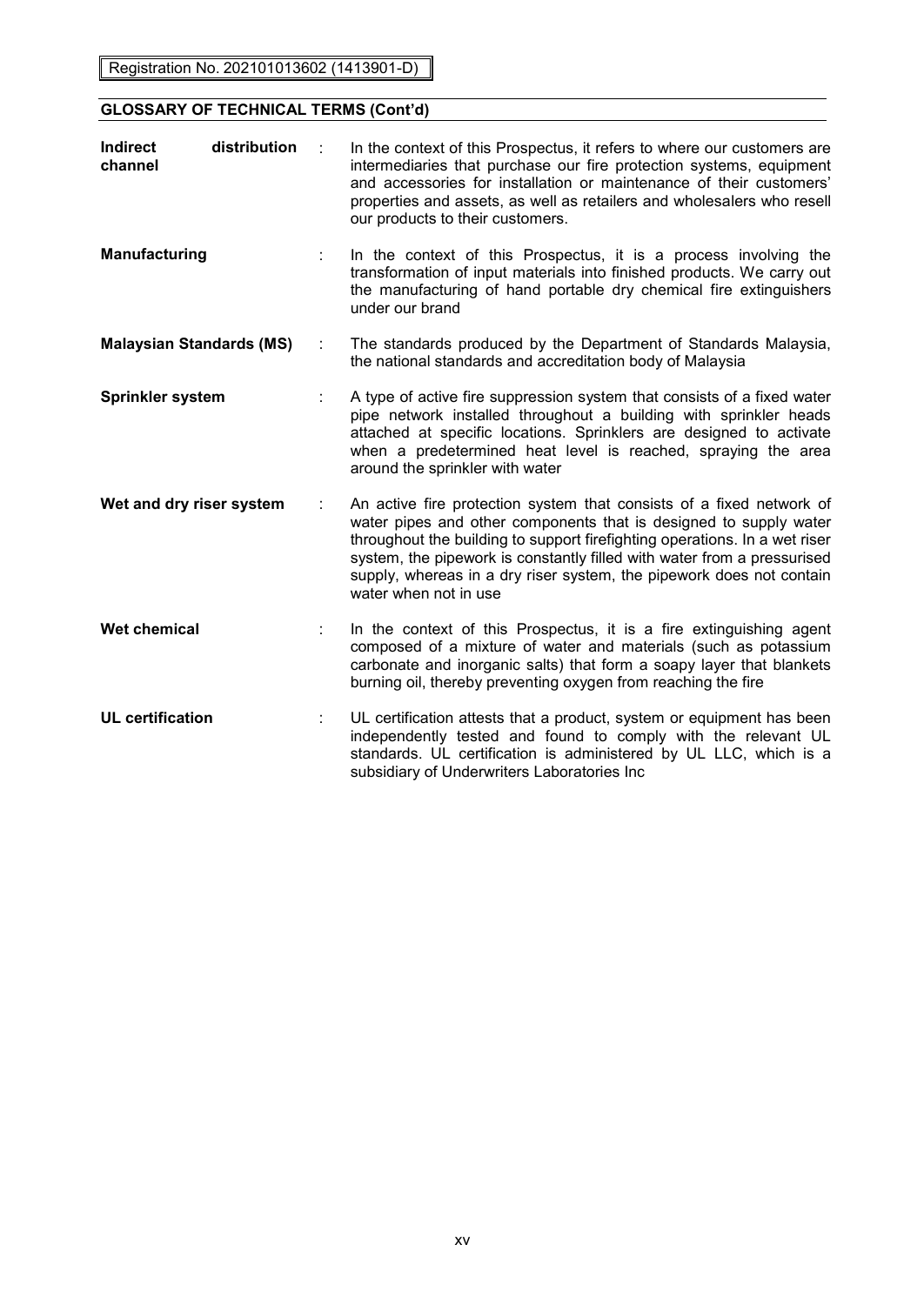## GLOSSARY OF TECHNICAL TERMS (Cont'd)

| | | |
|---|---|---|
| **Indirect distribution channel** | : | In the context of this Prospectus, it refers to where our customers are intermediaries that purchase our fire protection systems, equipment and accessories for installation or maintenance of their customers' properties and assets, as well as retailers and wholesalers who resell our products to their customers. |
| **Manufacturing** | : | In the context of this Prospectus, it is a process involving the transformation of input materials into finished products. We carry out the manufacturing of hand portable dry chemical fire extinguishers under our brand |
| **Malaysian Standards (MS)** | : | The standards produced by the Department of Standards Malaysia, the national standards and accreditation body of Malaysia |
| **Sprinkler system** | : | A type of active fire suppression system that consists of a fixed water pipe network installed throughout a building with sprinkler heads attached at specific locations. Sprinklers are designed to activate when a predetermined heat level is reached, spraying the area around the sprinkler with water |
| **Wet and dry riser system** | : | An active fire protection system that consists of a fixed network of water pipes and other components that is designed to supply water throughout the building to support firefighting operations. In a wet riser system, the pipework is constantly filled with water from a pressurised supply, whereas in a dry riser system, the pipework does not contain water when not in use |
| **Wet chemical** | : | In the context of this Prospectus, it is a fire extinguishing agent composed of a mixture of water and materials (such as potassium carbonate and inorganic salts) that form a soapy layer that blankets burning oil, thereby preventing oxygen from reaching the fire |
| **UL certification** | : | UL certification attests that a product, system or equipment has been independently tested and found to comply with the relevant UL standards. UL certification is administered by UL LLC, which is a subsidiary of Underwriters Laboratories Inc |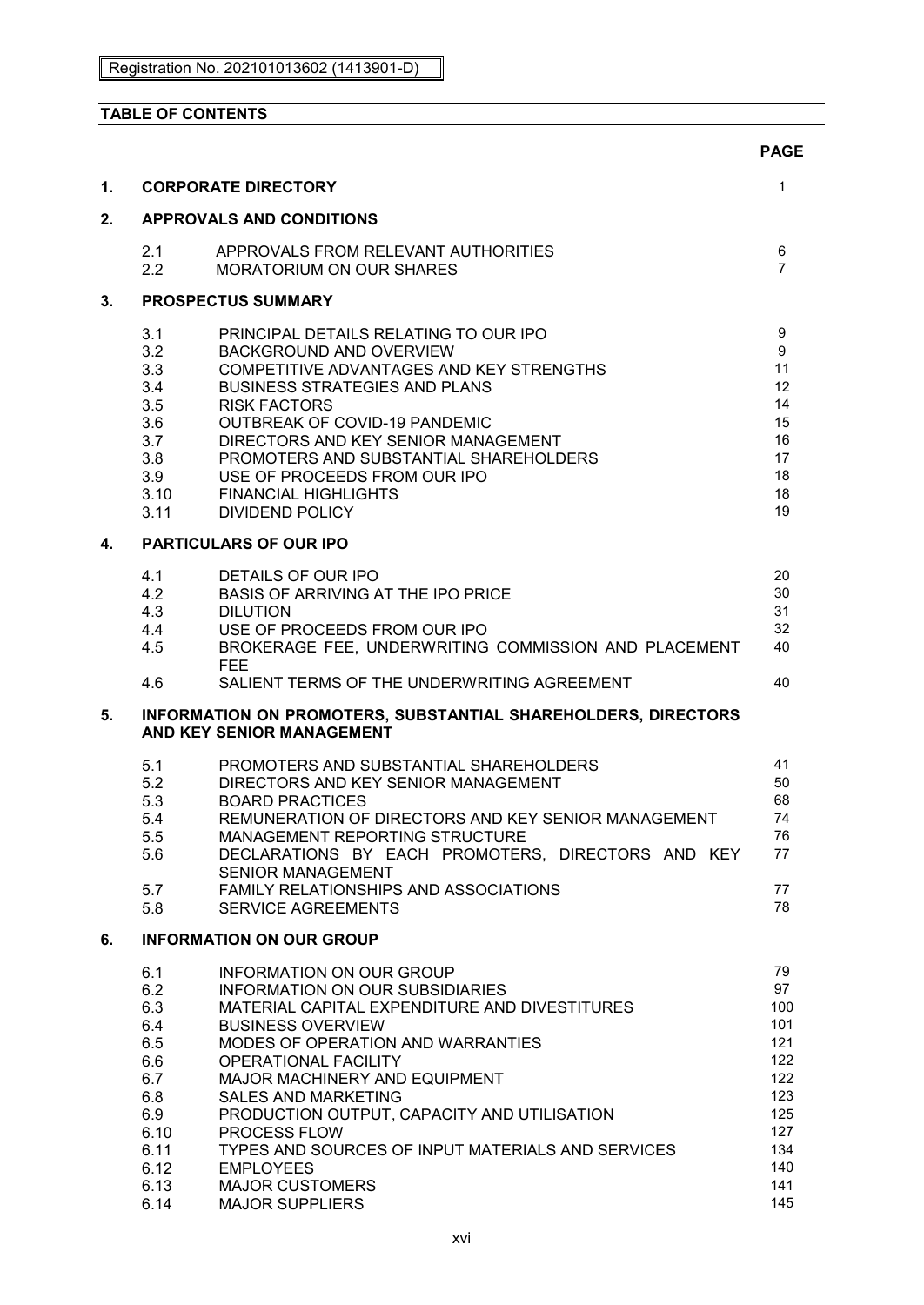Registration No. 202101013602 (1413901-D)

## TABLE OF CONTENTS

| | | | PAGE |
|---|---|---|---|
| **1.** | **CORPORATE DIRECTORY** | | 1 |
| **2.** | **APPROVALS AND CONDITIONS** | | |
| | 2.1 | APPROVALS FROM RELEVANT AUTHORITIES | 6 |
| | 2.2 | MORATORIUM ON OUR SHARES | 7 |
| **3.** | **PROSPECTUS SUMMARY** | | |
| | 3.1 | PRINCIPAL DETAILS RELATING TO OUR IPO | 9 |
| | 3.2 | BACKGROUND AND OVERVIEW | 9 |
| | 3.3 | COMPETITIVE ADVANTAGES AND KEY STRENGTHS | 11 |
| | 3.4 | BUSINESS STRATEGIES AND PLANS | 12 |
| | 3.5 | RISK FACTORS | 14 |
| | 3.6 | OUTBREAK OF COVID-19 PANDEMIC | 15 |
| | 3.7 | DIRECTORS AND KEY SENIOR MANAGEMENT | 16 |
| | 3.8 | PROMOTERS AND SUBSTANTIAL SHAREHOLDERS | 17 |
| | 3.9 | USE OF PROCEEDS FROM OUR IPO | 18 |
| | 3.10 | FINANCIAL HIGHLIGHTS | 18 |
| | 3.11 | DIVIDEND POLICY | 19 |
| **4.** | **PARTICULARS OF OUR IPO** | | |
| | 4.1 | DETAILS OF OUR IPO | 20 |
| | 4.2 | BASIS OF ARRIVING AT THE IPO PRICE | 30 |
| | 4.3 | DILUTION | 31 |
| | 4.4 | USE OF PROCEEDS FROM OUR IPO | 32 |
| | 4.5 | BROKERAGE FEE, UNDERWRITING COMMISSION AND PLACEMENT FEE | 40 |
| | 4.6 | SALIENT TERMS OF THE UNDERWRITING AGREEMENT | 40 |
| **5.** | **INFORMATION ON PROMOTERS, SUBSTANTIAL SHAREHOLDERS, DIRECTORS AND KEY SENIOR MANAGEMENT** | | |
| | 5.1 | PROMOTERS AND SUBSTANTIAL SHAREHOLDERS | 41 |
| | 5.2 | DIRECTORS AND KEY SENIOR MANAGEMENT | 50 |
| | 5.3 | BOARD PRACTICES | 68 |
| | 5.4 | REMUNERATION OF DIRECTORS AND KEY SENIOR MANAGEMENT | 74 |
| | 5.5 | MANAGEMENT REPORTING STRUCTURE | 76 |
| | 5.6 | DECLARATIONS BY EACH PROMOTERS, DIRECTORS AND KEY SENIOR MANAGEMENT | 77 |
| | 5.7 | FAMILY RELATIONSHIPS AND ASSOCIATIONS | 77 |
| | 5.8 | SERVICE AGREEMENTS | 78 |
| **6.** | **INFORMATION ON OUR GROUP** | | |
| | 6.1 | INFORMATION ON OUR GROUP | 79 |
| | 6.2 | INFORMATION ON OUR SUBSIDIARIES | 97 |
| | 6.3 | MATERIAL CAPITAL EXPENDITURE AND DIVESTITURES | 100 |
| | 6.4 | BUSINESS OVERVIEW | 101 |
| | 6.5 | MODES OF OPERATION AND WARRANTIES | 121 |
| | 6.6 | OPERATIONAL FACILITY | 122 |
| | 6.7 | MAJOR MACHINERY AND EQUIPMENT | 122 |
| | 6.8 | SALES AND MARKETING | 123 |
| | 6.9 | PRODUCTION OUTPUT, CAPACITY AND UTILISATION | 125 |
| | 6.10 | PROCESS FLOW | 127 |
| | 6.11 | TYPES AND SOURCES OF INPUT MATERIALS AND SERVICES | 134 |
| | 6.12 | EMPLOYEES | 140 |
| | 6.13 | MAJOR CUSTOMERS | 141 |
| | 6.14 | MAJOR SUPPLIERS | 145 |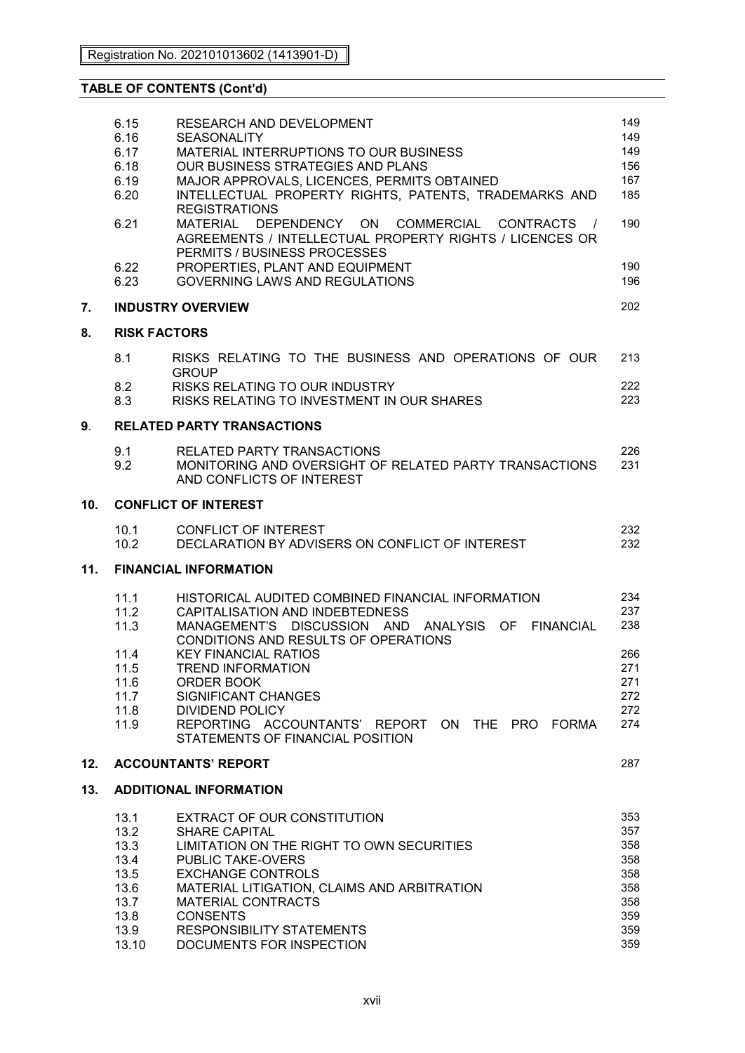Registration No. 202101013602 (1413901-D)

**TABLE OF CONTENTS (Cont'd)**

| | | | |
|---|---|---|---|
| | 6.15 | RESEARCH AND DEVELOPMENT | 149 |
| | 6.16 | SEASONALITY | 149 |
| | 6.17 | MATERIAL INTERRUPTIONS TO OUR BUSINESS | 149 |
| | 6.18 | OUR BUSINESS STRATEGIES AND PLANS | 156 |
| | 6.19 | MAJOR APPROVALS, LICENCES, PERMITS OBTAINED | 167 |
| | 6.20 | INTELLECTUAL PROPERTY RIGHTS, PATENTS, TRADEMARKS AND REGISTRATIONS | 185 |
| | 6.21 | MATERIAL DEPENDENCY ON COMMERCIAL CONTRACTS / AGREEMENTS / INTELLECTUAL PROPERTY RIGHTS / LICENCES OR PERMITS / BUSINESS PROCESSES | 190 |
| | 6.22 | PROPERTIES, PLANT AND EQUIPMENT | 190 |
| | 6.23 | GOVERNING LAWS AND REGULATIONS | 196 |
| **7.** | **INDUSTRY OVERVIEW** | | 202 |
| **8.** | **RISK FACTORS** | | |
| | 8.1 | RISKS RELATING TO THE BUSINESS AND OPERATIONS OF OUR GROUP | 213 |
| | 8.2 | RISKS RELATING TO OUR INDUSTRY | 222 |
| | 8.3 | RISKS RELATING TO INVESTMENT IN OUR SHARES | 223 |
| **9.** | **RELATED PARTY TRANSACTIONS** | | |
| | 9.1 | RELATED PARTY TRANSACTIONS | 226 |
| | 9.2 | MONITORING AND OVERSIGHT OF RELATED PARTY TRANSACTIONS AND CONFLICTS OF INTEREST | 231 |
| **10.** | **CONFLICT OF INTEREST** | | |
| | 10.1 | CONFLICT OF INTEREST | 232 |
| | 10.2 | DECLARATION BY ADVISERS ON CONFLICT OF INTEREST | 232 |
| **11.** | **FINANCIAL INFORMATION** | | |
| | 11.1 | HISTORICAL AUDITED COMBINED FINANCIAL INFORMATION | 234 |
| | 11.2 | CAPITALISATION AND INDEBTEDNESS | 237 |
| | 11.3 | MANAGEMENT'S DISCUSSION AND ANALYSIS OF FINANCIAL CONDITIONS AND RESULTS OF OPERATIONS | 238 |
| | 11.4 | KEY FINANCIAL RATIOS | 266 |
| | 11.5 | TREND INFORMATION | 271 |
| | 11.6 | ORDER BOOK | 271 |
| | 11.7 | SIGNIFICANT CHANGES | 272 |
| | 11.8 | DIVIDEND POLICY | 272 |
| | 11.9 | REPORTING ACCOUNTANTS' REPORT ON THE PRO FORMA STATEMENTS OF FINANCIAL POSITION | 274 |
| **12.** | **ACCOUNTANTS' REPORT** | | 287 |
| **13.** | **ADDITIONAL INFORMATION** | | |
| | 13.1 | EXTRACT OF OUR CONSTITUTION | 353 |
| | 13.2 | SHARE CAPITAL | 357 |
| | 13.3 | LIMITATION ON THE RIGHT TO OWN SECURITIES | 358 |
| | 13.4 | PUBLIC TAKE-OVERS | 358 |
| | 13.5 | EXCHANGE CONTROLS | 358 |
| | 13.6 | MATERIAL LITIGATION, CLAIMS AND ARBITRATION | 358 |
| | 13.7 | MATERIAL CONTRACTS | 358 |
| | 13.8 | CONSENTS | 359 |
| | 13.9 | RESPONSIBILITY STATEMENTS | 359 |
| | 13.10 | DOCUMENTS FOR INSPECTION | 359 |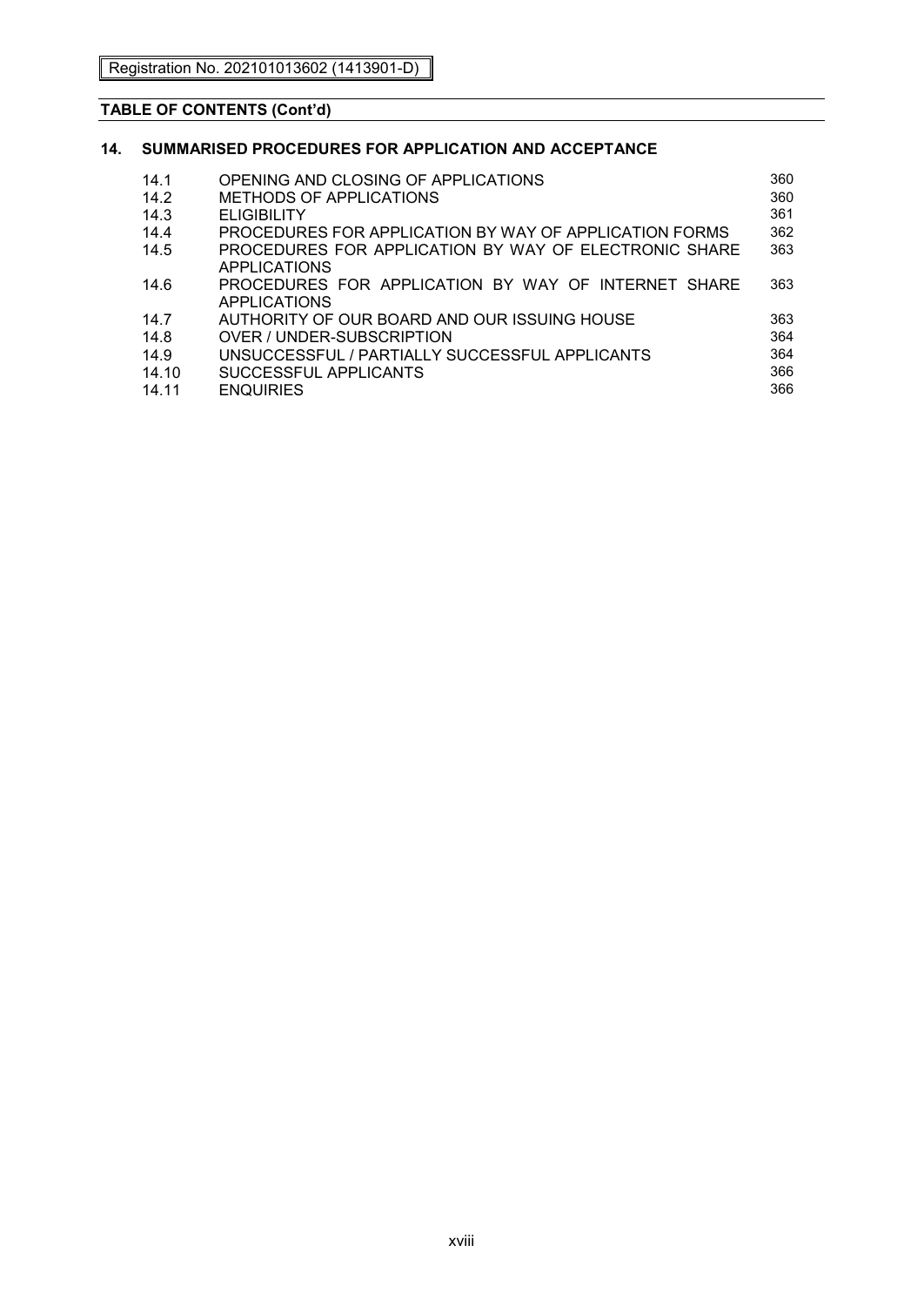Registration No. 202101013602 (1413901-D)

**TABLE OF CONTENTS (Cont'd)**

## 14. SUMMARISED PROCEDURES FOR APPLICATION AND ACCEPTANCE

| | | |
|---|---|---|
| 14.1 | OPENING AND CLOSING OF APPLICATIONS | 360 |
| 14.2 | METHODS OF APPLICATIONS | 360 |
| 14.3 | ELIGIBILITY | 361 |
| 14.4 | PROCEDURES FOR APPLICATION BY WAY OF APPLICATION FORMS | 362 |
| 14.5 | PROCEDURES FOR APPLICATION BY WAY OF ELECTRONIC SHARE APPLICATIONS | 363 |
| 14.6 | PROCEDURES FOR APPLICATION BY WAY OF INTERNET SHARE APPLICATIONS | 363 |
| 14.7 | AUTHORITY OF OUR BOARD AND OUR ISSUING HOUSE | 363 |
| 14.8 | OVER / UNDER-SUBSCRIPTION | 364 |
| 14.9 | UNSUCCESSFUL / PARTIALLY SUCCESSFUL APPLICANTS | 364 |
| 14.10 | SUCCESSFUL APPLICANTS | 366 |
| 14.11 | ENQUIRIES | 366 |